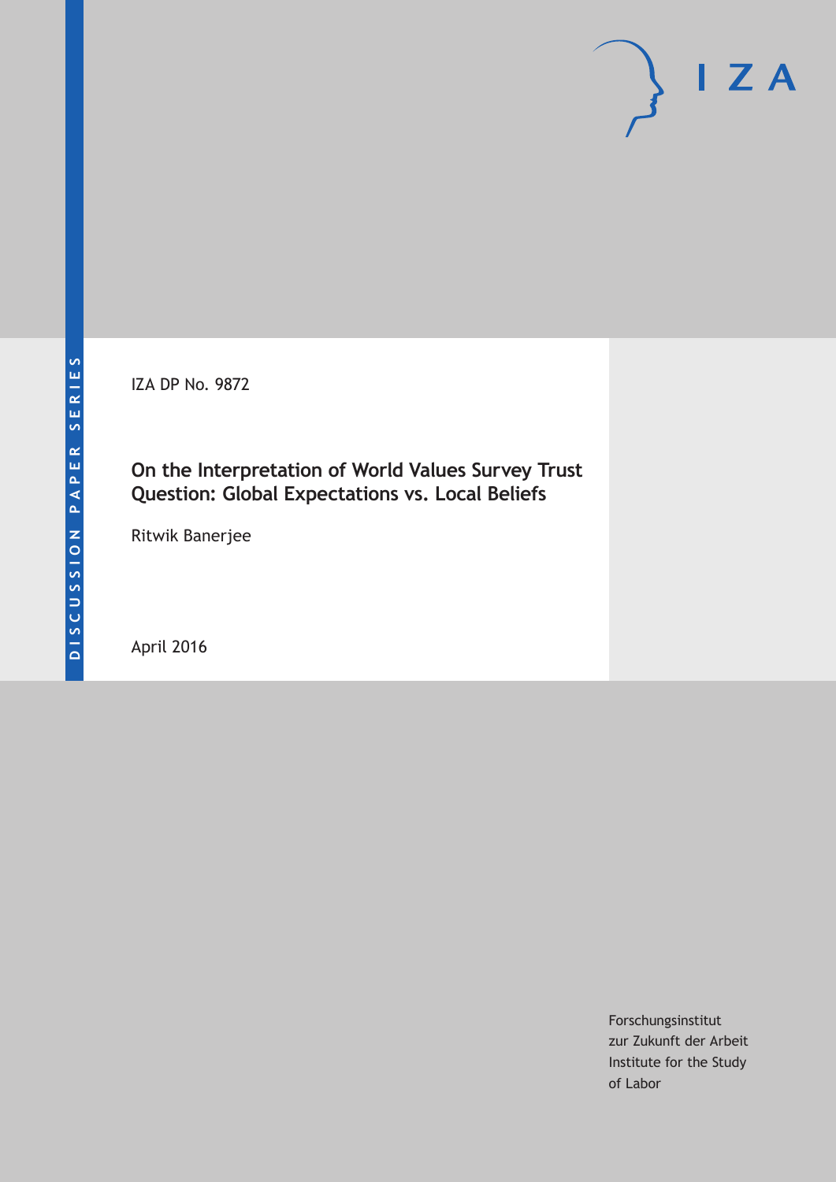DISCUSSION PAPER SERIES

IZA DP No. 9872

# On the Interpretation of World Values Survey Trust Question: Global Expectations vs. Local Beliefs

Ritwik Banerjee

April 2016

Forschungsinstitut zur Zukunft der Arbeit
Institute for the Study of Labor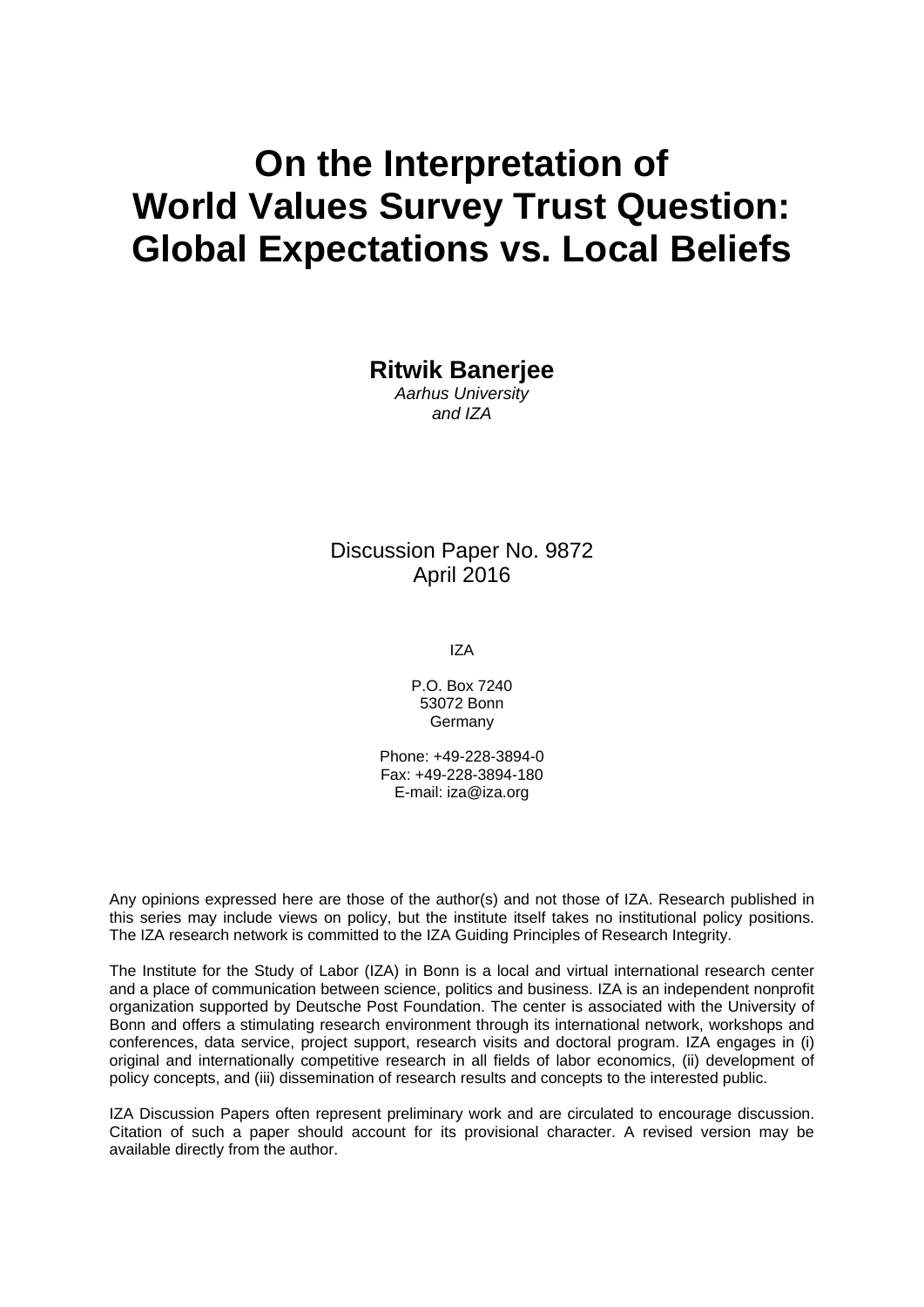# On the Interpretation of World Values Survey Trust Question: Global Expectations vs. Local Beliefs

**Ritwik Banerjee**

*Aarhus University and IZA*

Discussion Paper No. 9872
April 2016

IZA

P.O. Box 7240
53072 Bonn
Germany

Phone: +49-228-3894-0
Fax: +49-228-3894-180
E-mail: iza@iza.org

Any opinions expressed here are those of the author(s) and not those of IZA. Research published in this series may include views on policy, but the institute itself takes no institutional policy positions. The IZA research network is committed to the IZA Guiding Principles of Research Integrity.

The Institute for the Study of Labor (IZA) in Bonn is a local and virtual international research center and a place of communication between science, politics and business. IZA is an independent nonprofit organization supported by Deutsche Post Foundation. The center is associated with the University of Bonn and offers a stimulating research environment through its international network, workshops and conferences, data service, project support, research visits and doctoral program. IZA engages in (i) original and internationally competitive research in all fields of labor economics, (ii) development of policy concepts, and (iii) dissemination of research results and concepts to the interested public.

IZA Discussion Papers often represent preliminary work and are circulated to encourage discussion. Citation of such a paper should account for its provisional character. A revised version may be available directly from the author.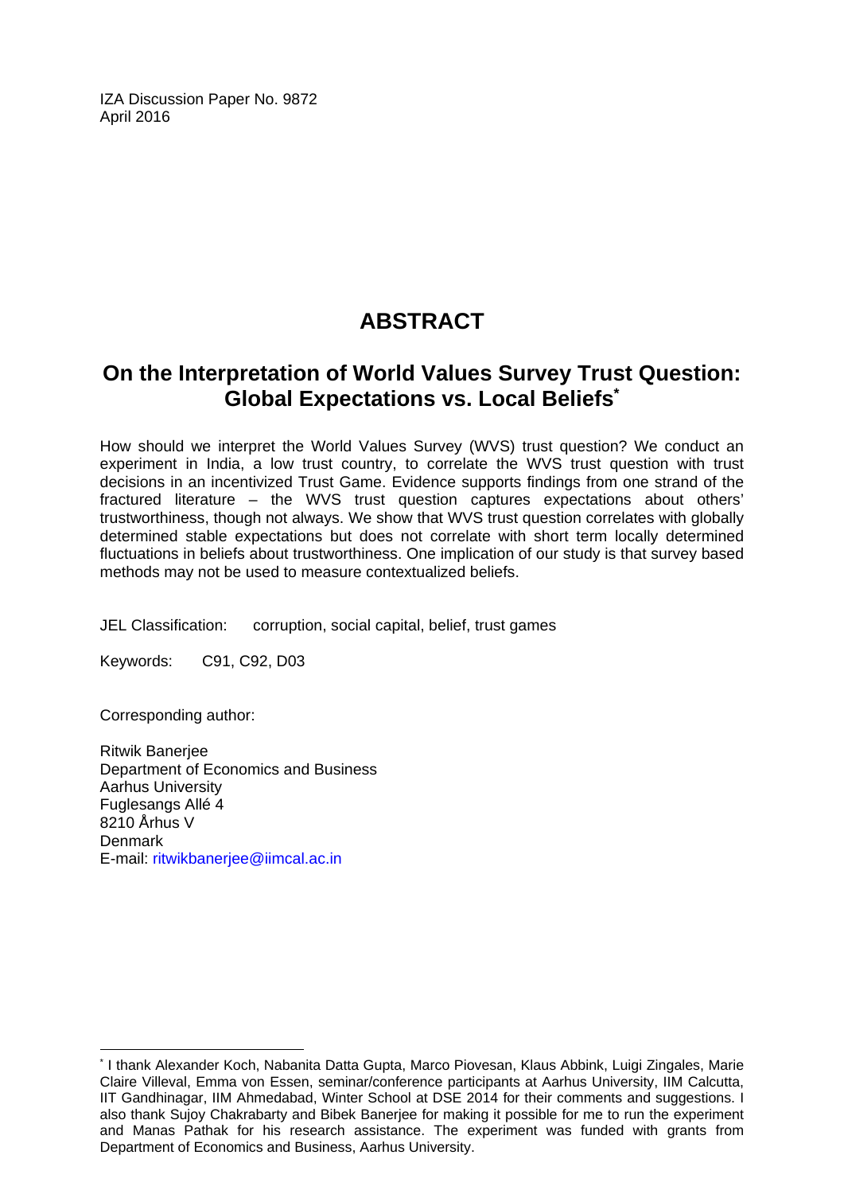IZA Discussion Paper No. 9872
April 2016

# ABSTRACT

## On the Interpretation of World Values Survey Trust Question: Global Expectations vs. Local Beliefs*

How should we interpret the World Values Survey (WVS) trust question? We conduct an experiment in India, a low trust country, to correlate the WVS trust question with trust decisions in an incentivized Trust Game. Evidence supports findings from one strand of the fractured literature – the WVS trust question captures expectations about others' trustworthiness, though not always. We show that WVS trust question correlates with globally determined stable expectations but does not correlate with short term locally determined fluctuations in beliefs about trustworthiness. One implication of our study is that survey based methods may not be used to measure contextualized beliefs.

JEL Classification: corruption, social capital, belief, trust games

Keywords: C91, C92, D03

Corresponding author:

Ritwik Banerjee
Department of Economics and Business
Aarhus University
Fuglesangs Allé 4
8210 Århus V
Denmark
E-mail: ritwikbanerjee@iimcal.ac.in

---

* I thank Alexander Koch, Nabanita Datta Gupta, Marco Piovesan, Klaus Abbink, Luigi Zingales, Marie Claire Villeval, Emma von Essen, seminar/conference participants at Aarhus University, IIM Calcutta, IIT Gandhinagar, IIM Ahmedabad, Winter School at DSE 2014 for their comments and suggestions. I also thank Sujoy Chakrabarty and Bibek Banerjee for making it possible for me to run the experiment and Manas Pathak for his research assistance. The experiment was funded with grants from Department of Economics and Business, Aarhus University.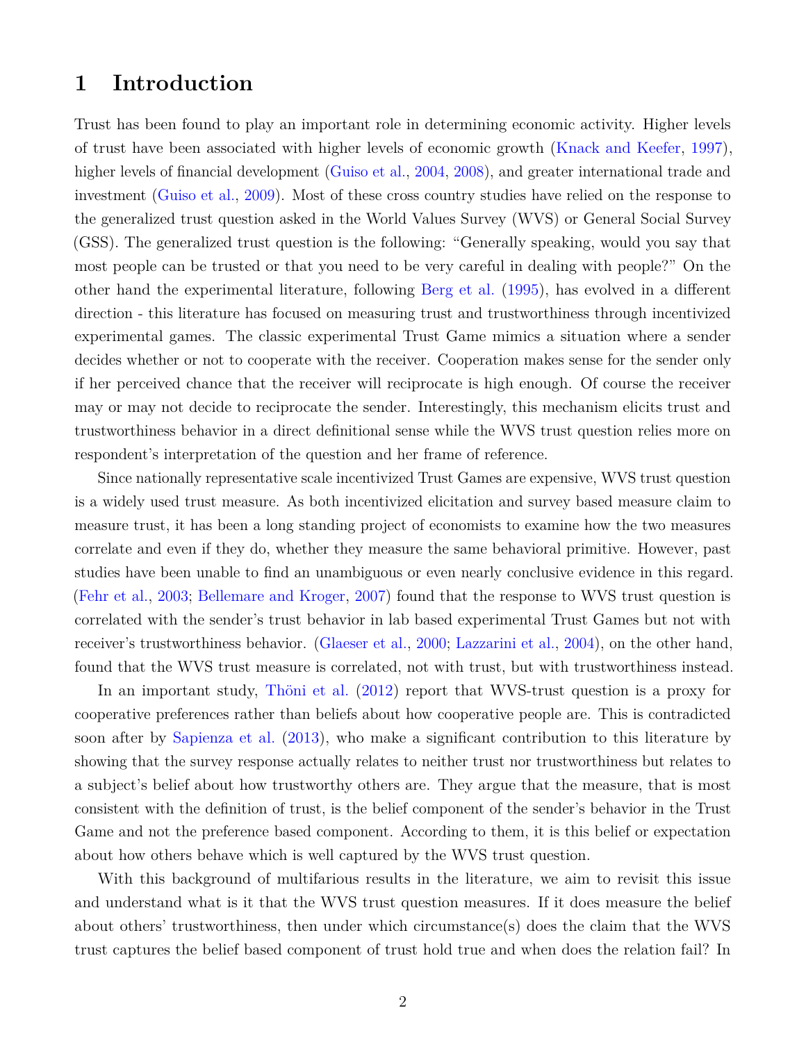# 1 Introduction

Trust has been found to play an important role in determining economic activity. Higher levels of trust have been associated with higher levels of economic growth (Knack and Keefer, 1997), higher levels of financial development (Guiso et al., 2004, 2008), and greater international trade and investment (Guiso et al., 2009). Most of these cross country studies have relied on the response to the generalized trust question asked in the World Values Survey (WVS) or General Social Survey (GSS). The generalized trust question is the following: "Generally speaking, would you say that most people can be trusted or that you need to be very careful in dealing with people?" On the other hand the experimental literature, following Berg et al. (1995), has evolved in a different direction - this literature has focused on measuring trust and trustworthiness through incentivized experimental games. The classic experimental Trust Game mimics a situation where a sender decides whether or not to cooperate with the receiver. Cooperation makes sense for the sender only if her perceived chance that the receiver will reciprocate is high enough. Of course the receiver may or may not decide to reciprocate the sender. Interestingly, this mechanism elicits trust and trustworthiness behavior in a direct definitional sense while the WVS trust question relies more on respondent's interpretation of the question and her frame of reference.

Since nationally representative scale incentivized Trust Games are expensive, WVS trust question is a widely used trust measure. As both incentivized elicitation and survey based measure claim to measure trust, it has been a long standing project of economists to examine how the two measures correlate and even if they do, whether they measure the same behavioral primitive. However, past studies have been unable to find an unambiguous or even nearly conclusive evidence in this regard. (Fehr et al., 2003; Bellemare and Kroger, 2007) found that the response to WVS trust question is correlated with the sender's trust behavior in lab based experimental Trust Games but not with receiver's trustworthiness behavior. (Glaeser et al., 2000; Lazzarini et al., 2004), on the other hand, found that the WVS trust measure is correlated, not with trust, but with trustworthiness instead.

In an important study, Thöni et al. (2012) report that WVS-trust question is a proxy for cooperative preferences rather than beliefs about how cooperative people are. This is contradicted soon after by Sapienza et al. (2013), who make a significant contribution to this literature by showing that the survey response actually relates to neither trust nor trustworthiness but relates to a subject's belief about how trustworthy others are. They argue that the measure, that is most consistent with the definition of trust, is the belief component of the sender's behavior in the Trust Game and not the preference based component. According to them, it is this belief or expectation about how others behave which is well captured by the WVS trust question.

With this background of multifarious results in the literature, we aim to revisit this issue and understand what is it that the WVS trust question measures. If it does measure the belief about others' trustworthiness, then under which circumstance(s) does the claim that the WVS trust captures the belief based component of trust hold true and when does the relation fail? In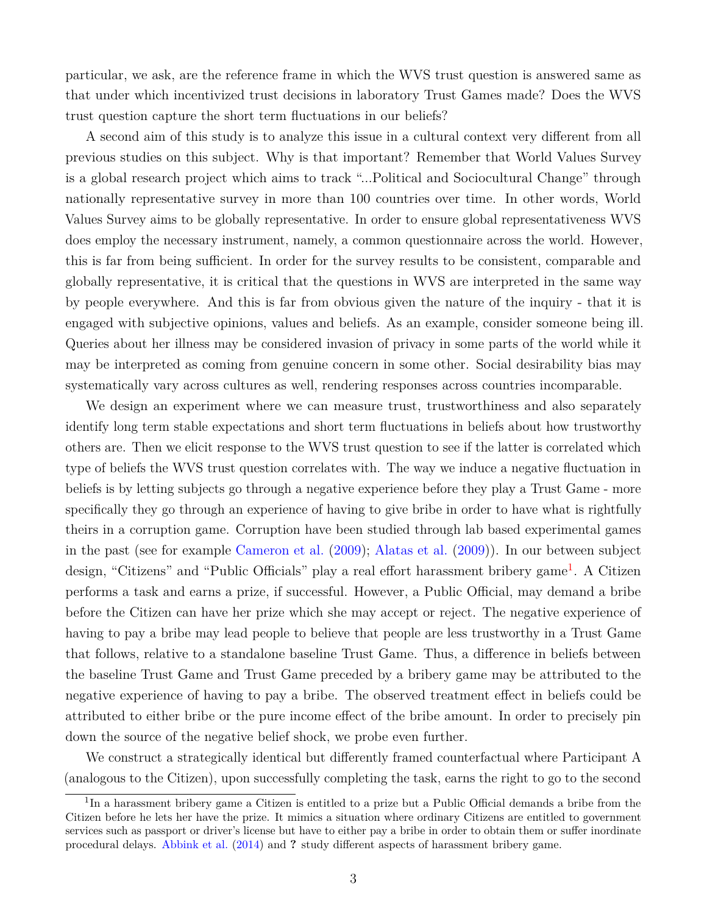particular, we ask, are the reference frame in which the WVS trust question is answered same as that under which incentivized trust decisions in laboratory Trust Games made? Does the WVS trust question capture the short term fluctuations in our beliefs?

A second aim of this study is to analyze this issue in a cultural context very different from all previous studies on this subject. Why is that important? Remember that World Values Survey is a global research project which aims to track "...Political and Sociocultural Change" through nationally representative survey in more than 100 countries over time. In other words, World Values Survey aims to be globally representative. In order to ensure global representativeness WVS does employ the necessary instrument, namely, a common questionnaire across the world. However, this is far from being sufficient. In order for the survey results to be consistent, comparable and globally representative, it is critical that the questions in WVS are interpreted in the same way by people everywhere. And this is far from obvious given the nature of the inquiry - that it is engaged with subjective opinions, values and beliefs. As an example, consider someone being ill. Queries about her illness may be considered invasion of privacy in some parts of the world while it may be interpreted as coming from genuine concern in some other. Social desirability bias may systematically vary across cultures as well, rendering responses across countries incomparable.

We design an experiment where we can measure trust, trustworthiness and also separately identify long term stable expectations and short term fluctuations in beliefs about how trustworthy others are. Then we elicit response to the WVS trust question to see if the latter is correlated which type of beliefs the WVS trust question correlates with. The way we induce a negative fluctuation in beliefs is by letting subjects go through a negative experience before they play a Trust Game - more specifically they go through an experience of having to give bribe in order to have what is rightfully theirs in a corruption game. Corruption have been studied through lab based experimental games in the past (see for example Cameron et al. (2009); Alatas et al. (2009)). In our between subject design, "Citizens" and "Public Officials" play a real effort harassment bribery game[1]. A Citizen performs a task and earns a prize, if successful. However, a Public Official, may demand a bribe before the Citizen can have her prize which she may accept or reject. The negative experience of having to pay a bribe may lead people to believe that people are less trustworthy in a Trust Game that follows, relative to a standalone baseline Trust Game. Thus, a difference in beliefs between the baseline Trust Game and Trust Game preceded by a bribery game may be attributed to the negative experience of having to pay a bribe. The observed treatment effect in beliefs could be attributed to either bribe or the pure income effect of the bribe amount. In order to precisely pin down the source of the negative belief shock, we probe even further.

We construct a strategically identical but differently framed counterfactual where Participant A (analogous to the Citizen), upon successfully completing the task, earns the right to go to the second

[1] In a harassment bribery game a Citizen is entitled to a prize but a Public Official demands a bribe from the Citizen before he lets her have the prize. It mimics a situation where ordinary Citizens are entitled to government services such as passport or driver's license but have to either pay a bribe in order to obtain them or suffer inordinate procedural delays. Abbink et al. (2014) and **?** study different aspects of harassment bribery game.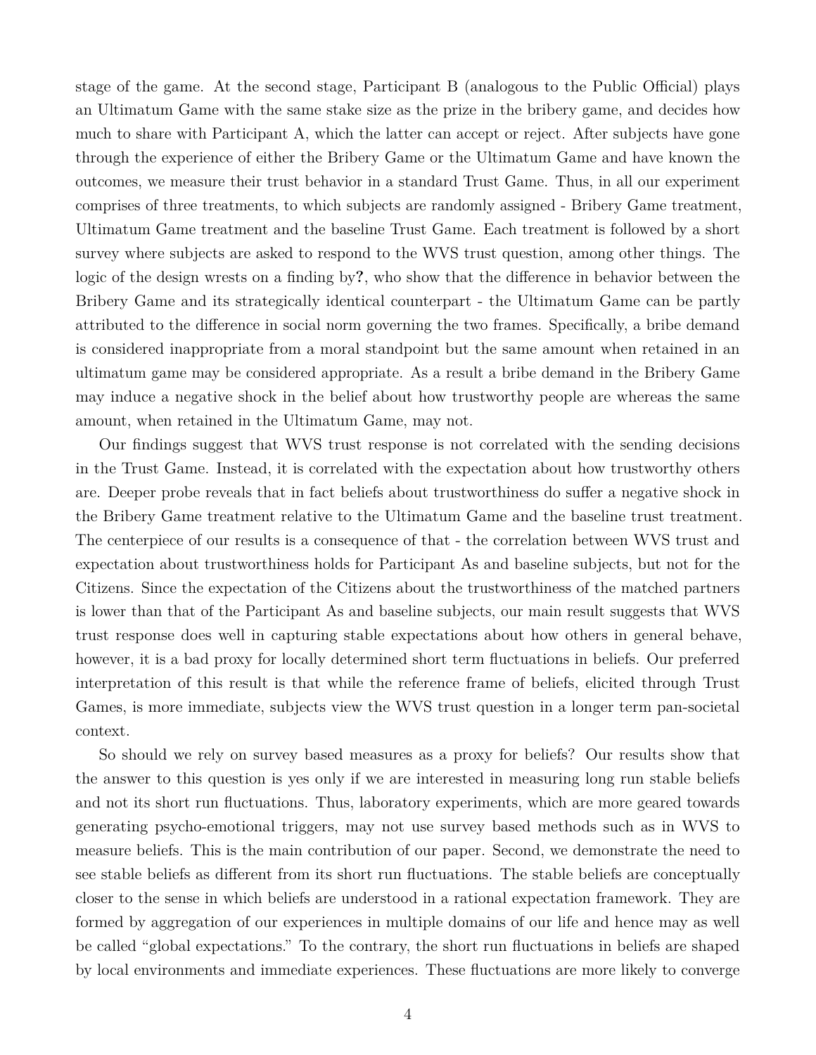stage of the game. At the second stage, Participant B (analogous to the Public Official) plays an Ultimatum Game with the same stake size as the prize in the bribery game, and decides how much to share with Participant A, which the latter can accept or reject. After subjects have gone through the experience of either the Bribery Game or the Ultimatum Game and have known the outcomes, we measure their trust behavior in a standard Trust Game. Thus, in all our experiment comprises of three treatments, to which subjects are randomly assigned - Bribery Game treatment, Ultimatum Game treatment and the baseline Trust Game. Each treatment is followed by a short survey where subjects are asked to respond to the WVS trust question, among other things. The logic of the design wrests on a finding by**?**, who show that the difference in behavior between the Bribery Game and its strategically identical counterpart - the Ultimatum Game can be partly attributed to the difference in social norm governing the two frames. Specifically, a bribe demand is considered inappropriate from a moral standpoint but the same amount when retained in an ultimatum game may be considered appropriate. As a result a bribe demand in the Bribery Game may induce a negative shock in the belief about how trustworthy people are whereas the same amount, when retained in the Ultimatum Game, may not.

Our findings suggest that WVS trust response is not correlated with the sending decisions in the Trust Game. Instead, it is correlated with the expectation about how trustworthy others are. Deeper probe reveals that in fact beliefs about trustworthiness do suffer a negative shock in the Bribery Game treatment relative to the Ultimatum Game and the baseline trust treatment. The centerpiece of our results is a consequence of that - the correlation between WVS trust and expectation about trustworthiness holds for Participant As and baseline subjects, but not for the Citizens. Since the expectation of the Citizens about the trustworthiness of the matched partners is lower than that of the Participant As and baseline subjects, our main result suggests that WVS trust response does well in capturing stable expectations about how others in general behave, however, it is a bad proxy for locally determined short term fluctuations in beliefs. Our preferred interpretation of this result is that while the reference frame of beliefs, elicited through Trust Games, is more immediate, subjects view the WVS trust question in a longer term pan-societal context.

So should we rely on survey based measures as a proxy for beliefs? Our results show that the answer to this question is yes only if we are interested in measuring long run stable beliefs and not its short run fluctuations. Thus, laboratory experiments, which are more geared towards generating psycho-emotional triggers, may not use survey based methods such as in WVS to measure beliefs. This is the main contribution of our paper. Second, we demonstrate the need to see stable beliefs as different from its short run fluctuations. The stable beliefs are conceptually closer to the sense in which beliefs are understood in a rational expectation framework. They are formed by aggregation of our experiences in multiple domains of our life and hence may as well be called "global expectations." To the contrary, the short run fluctuations in beliefs are shaped by local environments and immediate experiences. These fluctuations are more likely to converge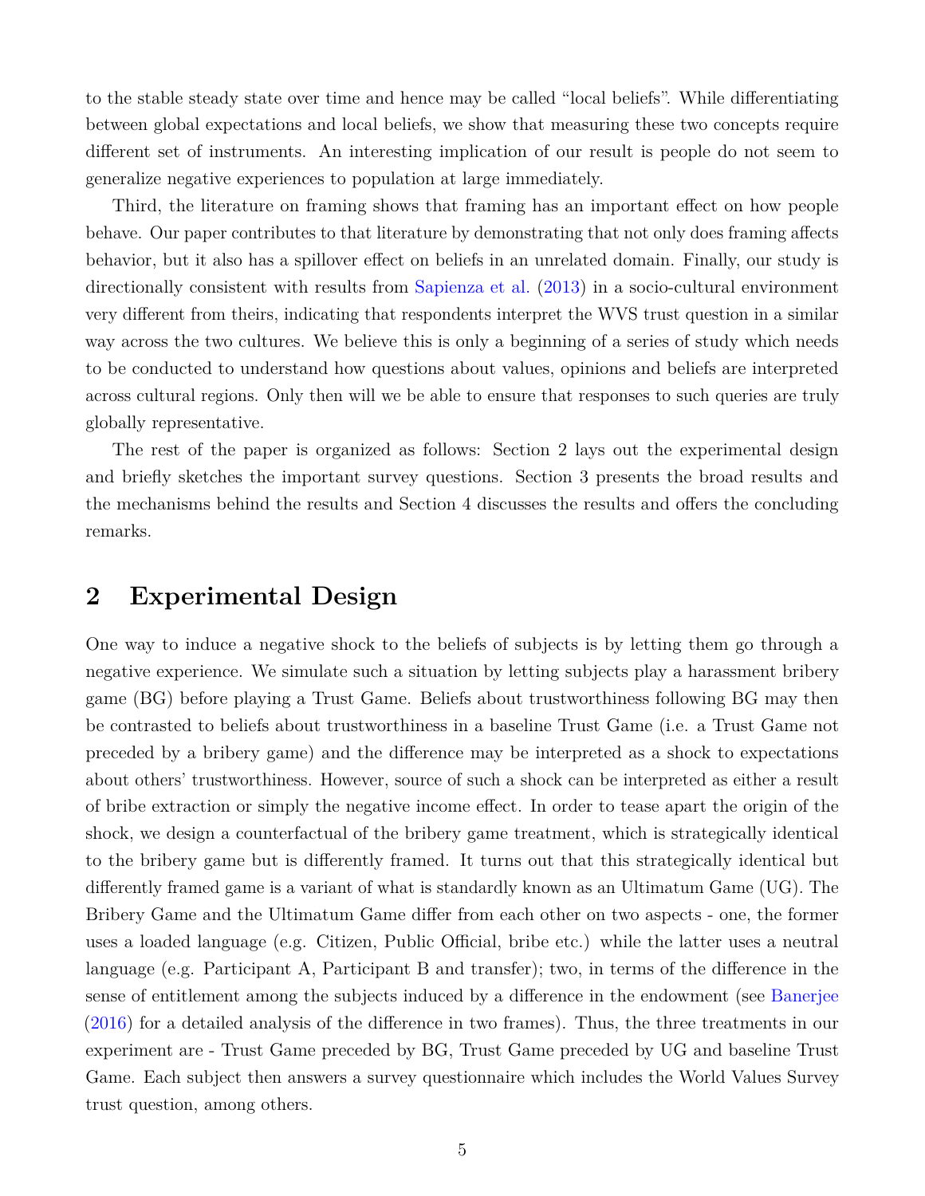to the stable steady state over time and hence may be called "local beliefs". While differentiating between global expectations and local beliefs, we show that measuring these two concepts require different set of instruments. An interesting implication of our result is people do not seem to generalize negative experiences to population at large immediately.

Third, the literature on framing shows that framing has an important effect on how people behave. Our paper contributes to that literature by demonstrating that not only does framing affects behavior, but it also has a spillover effect on beliefs in an unrelated domain. Finally, our study is directionally consistent with results from Sapienza et al. (2013) in a socio-cultural environment very different from theirs, indicating that respondents interpret the WVS trust question in a similar way across the two cultures. We believe this is only a beginning of a series of study which needs to be conducted to understand how questions about values, opinions and beliefs are interpreted across cultural regions. Only then will we be able to ensure that responses to such queries are truly globally representative.

The rest of the paper is organized as follows: Section 2 lays out the experimental design and briefly sketches the important survey questions. Section 3 presents the broad results and the mechanisms behind the results and Section 4 discusses the results and offers the concluding remarks.

## 2 Experimental Design

One way to induce a negative shock to the beliefs of subjects is by letting them go through a negative experience. We simulate such a situation by letting subjects play a harassment bribery game (BG) before playing a Trust Game. Beliefs about trustworthiness following BG may then be contrasted to beliefs about trustworthiness in a baseline Trust Game (i.e. a Trust Game not preceded by a bribery game) and the difference may be interpreted as a shock to expectations about others' trustworthiness. However, source of such a shock can be interpreted as either a result of bribe extraction or simply the negative income effect. In order to tease apart the origin of the shock, we design a counterfactual of the bribery game treatment, which is strategically identical to the bribery game but is differently framed. It turns out that this strategically identical but differently framed game is a variant of what is standardly known as an Ultimatum Game (UG). The Bribery Game and the Ultimatum Game differ from each other on two aspects - one, the former uses a loaded language (e.g. Citizen, Public Official, bribe etc.) while the latter uses a neutral language (e.g. Participant A, Participant B and transfer); two, in terms of the difference in the sense of entitlement among the subjects induced by a difference in the endowment (see Banerjee (2016) for a detailed analysis of the difference in two frames). Thus, the three treatments in our experiment are - Trust Game preceded by BG, Trust Game preceded by UG and baseline Trust Game. Each subject then answers a survey questionnaire which includes the World Values Survey trust question, among others.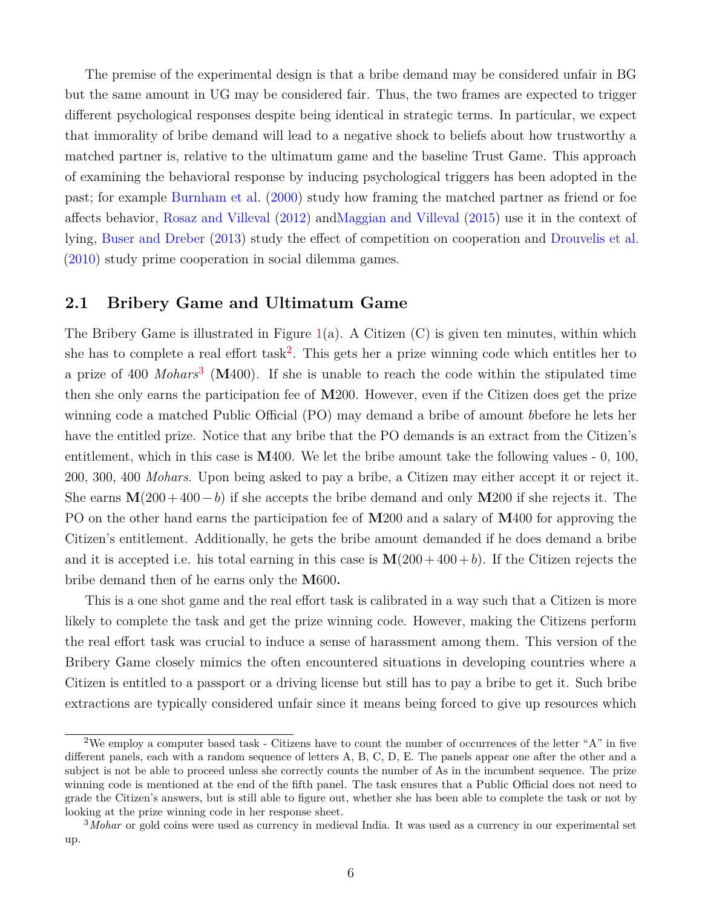The premise of the experimental design is that a bribe demand may be considered unfair in BG but the same amount in UG may be considered fair. Thus, the two frames are expected to trigger different psychological responses despite being identical in strategic terms. In particular, we expect that immorality of bribe demand will lead to a negative shock to beliefs about how trustworthy a matched partner is, relative to the ultimatum game and the baseline Trust Game. This approach of examining the behavioral response by inducing psychological triggers has been adopted in the past; for example Burnham et al. (2000) study how framing the matched partner as friend or foe affects behavior, Rosaz and Villeval (2012) andMaggian and Villeval (2015) use it in the context of lying, Buser and Dreber (2013) study the effect of competition on cooperation and Drouvelis et al. (2010) study prime cooperation in social dilemma games.

## 2.1 Bribery Game and Ultimatum Game

The Bribery Game is illustrated in Figure 1(a). A Citizen (C) is given ten minutes, within which she has to complete a real effort task[2]. This gets her a prize winning code which entitles her to a prize of 400 *Mohars*[3] (**M**400). If she is unable to reach the code within the stipulated time then she only earns the participation fee of **M**200. However, even if the Citizen does get the prize winning code a matched Public Official (PO) may demand a bribe of amount *b*before he lets her have the entitled prize. Notice that any bribe that the PO demands is an extract from the Citizen's entitlement, which in this case is **M**400. We let the bribe amount take the following values - 0, 100, 200, 300, 400 *Mohars*. Upon being asked to pay a bribe, a Citizen may either accept it or reject it. She earns $\mathbf{M}(200+400-b)$ if she accepts the bribe demand and only **M**200 if she rejects it. The PO on the other hand earns the participation fee of **M**200 and a salary of **M**400 for approving the Citizen's entitlement. Additionally, he gets the bribe amount demanded if he does demand a bribe and it is accepted i.e. his total earning in this case is $\mathbf{M}(200+400+b)$. If the Citizen rejects the bribe demand then of he earns only the **M600.**

This is a one shot game and the real effort task is calibrated in a way such that a Citizen is more likely to complete the task and get the prize winning code. However, making the Citizens perform the real effort task was crucial to induce a sense of harassment among them. This version of the Bribery Game closely mimics the often encountered situations in developing countries where a Citizen is entitled to a passport or a driving license but still has to pay a bribe to get it. Such bribe extractions are typically considered unfair since it means being forced to give up resources which

[2] We employ a computer based task - Citizens have to count the number of occurrences of the letter "A" in five different panels, each with a random sequence of letters A, B, C, D, E. The panels appear one after the other and a subject is not be able to proceed unless she correctly counts the number of As in the incumbent sequence. The prize winning code is mentioned at the end of the fifth panel. The task ensures that a Public Official does not need to grade the Citizen's answers, but is still able to figure out, whether she has been able to complete the task or not by looking at the prize winning code in her response sheet.

[3] *Mohar* or gold coins were used as currency in medieval India. It was used as a currency in our experimental set up.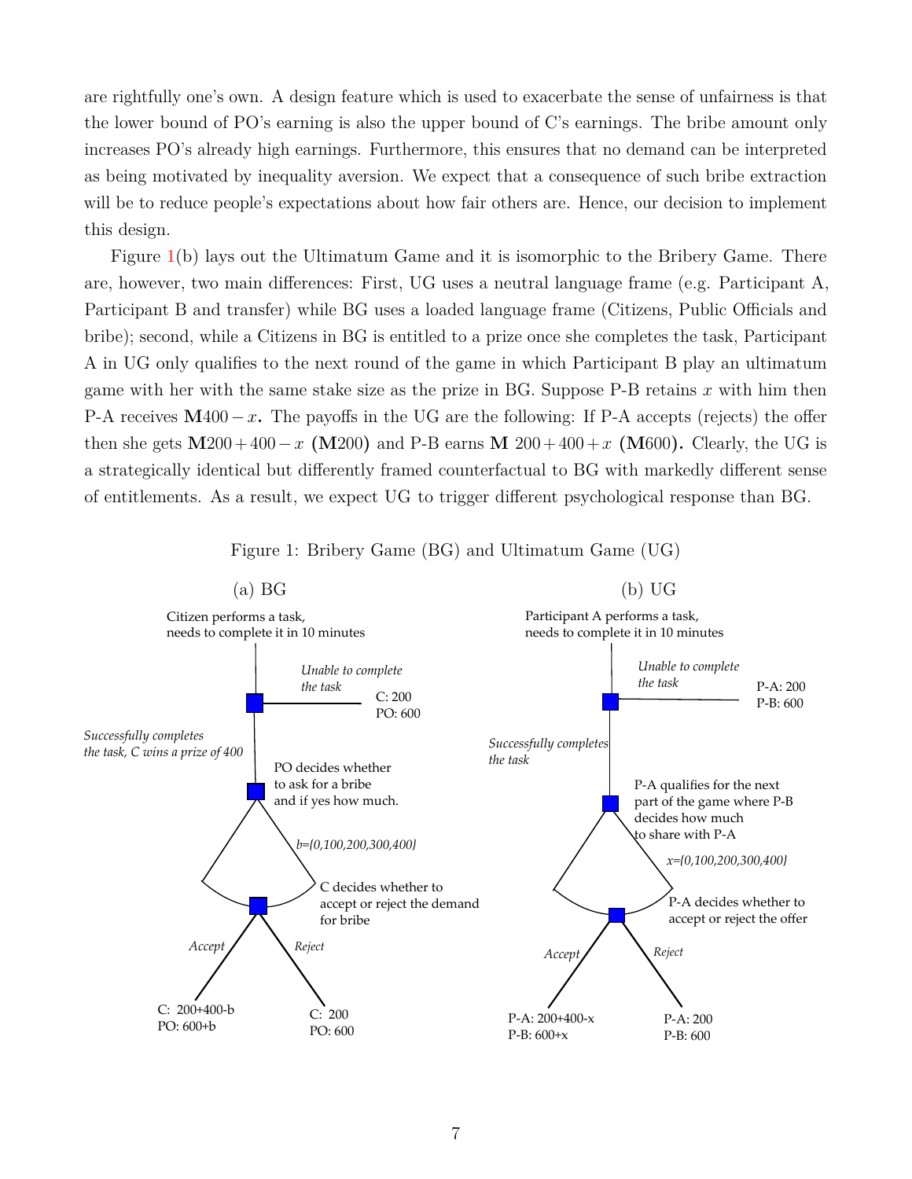are rightfully one's own. A design feature which is used to exacerbate the sense of unfairness is that the lower bound of PO's earning is also the upper bound of C's earnings. The bribe amount only increases PO's already high earnings. Furthermore, this ensures that no demand can be interpreted as being motivated by inequality aversion. We expect that a consequence of such bribe extraction will be to reduce people's expectations about how fair others are. Hence, our decision to implement this design.

Figure 1(b) lays out the Ultimatum Game and it is isomorphic to the Bribery Game. There are, however, two main differences: First, UG uses a neutral language frame (e.g. Participant A, Participant B and transfer) while BG uses a loaded language frame (Citizens, Public Officials and bribe); second, while a Citizens in BG is entitled to a prize once she completes the task, Participant A in UG only qualifies to the next round of the game in which Participant B play an ultimatum game with her with the same stake size as the prize in BG. Suppose P-B retains $x$ with him then P-A receives **M**$400 - x$**.** The payoffs in the UG are the following: If P-A accepts (rejects) the offer then she gets **M**$200 + 400 - x$ (**M**200) and P-B earns **M** $200 + 400 + x$ (**M**600)**.** Clearly, the UG is a strategically identical but differently framed counterfactual to BG with markedly different sense of entitlements. As a result, we expect UG to trigger different psychological response than BG.

Figure 1: Bribery Game (BG) and Ultimatum Game (UG)

(a) BG

Citizen performs a task, needs to complete it in 10 minutes

*Unable to complete the task* → C: 200, PO: 600

*Successfully completes the task, C wins a prize of 400*

PO decides whether to ask for a bribe and if yes how much.

*b={0,100,200,300,400}*

C decides whether to accept or reject the demand for bribe

*Accept* → C: 200+400-b, PO: 600+b

*Reject* → C: 200, PO: 600

(b) UG

Participant A performs a task, needs to complete it in 10 minutes

*Unable to complete the task* → P-A: 200, P-B: 600

*Successfully completes the task*

P-A qualifies for the next part of the game where P-B decides how much to share with P-A

*x={0,100,200,300,400}*

P-A decides whether to accept or reject the offer

*Accept* → P-A: 200+400-x, P-B: 600+x

*Reject* → P-A: 200, P-B: 600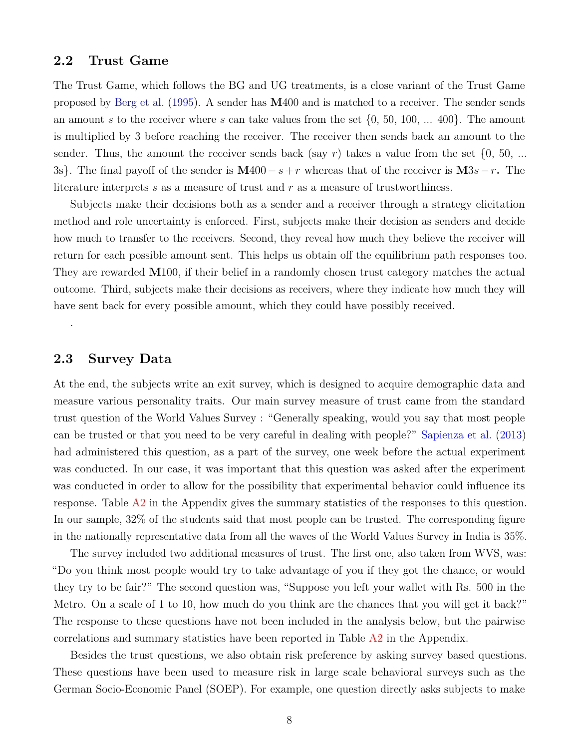### 2.2 Trust Game

The Trust Game, which follows the BG and UG treatments, is a close variant of the Trust Game proposed by Berg et al. (1995). A sender has **M**400 and is matched to a receiver. The sender sends an amount $s$ to the receiver where $s$ can take values from the set {0, 50, 100, ... 400}. The amount is multiplied by 3 before reaching the receiver. The receiver then sends back an amount to the sender. Thus, the amount the receiver sends back (say $r$) takes a value from the set {0, 50, ... 3s}. The final payoff of the sender is $\mathbf{M}400 - s + r$ whereas that of the receiver is $\mathbf{M}3s - r$**.** The literature interprets $s$ as a measure of trust and $r$ as a measure of trustworthiness.

Subjects make their decisions both as a sender and a receiver through a strategy elicitation method and role uncertainty is enforced. First, subjects make their decision as senders and decide how much to transfer to the receivers. Second, they reveal how much they believe the receiver will return for each possible amount sent. This helps us obtain off the equilibrium path responses too. They are rewarded **M**100, if their belief in a randomly chosen trust category matches the actual outcome. Third, subjects make their decisions as receivers, where they indicate how much they will have sent back for every possible amount, which they could have possibly received.

.

### 2.3 Survey Data

At the end, the subjects write an exit survey, which is designed to acquire demographic data and measure various personality traits. Our main survey measure of trust came from the standard trust question of the World Values Survey : "Generally speaking, would you say that most people can be trusted or that you need to be very careful in dealing with people?" Sapienza et al. (2013) had administered this question, as a part of the survey, one week before the actual experiment was conducted. In our case, it was important that this question was asked after the experiment was conducted in order to allow for the possibility that experimental behavior could influence its response. Table A2 in the Appendix gives the summary statistics of the responses to this question. In our sample, 32% of the students said that most people can be trusted. The corresponding figure in the nationally representative data from all the waves of the World Values Survey in India is 35%.

The survey included two additional measures of trust. The first one, also taken from WVS, was: "Do you think most people would try to take advantage of you if they got the chance, or would they try to be fair?" The second question was, "Suppose you left your wallet with Rs. 500 in the Metro. On a scale of 1 to 10, how much do you think are the chances that you will get it back?" The response to these questions have not been included in the analysis below, but the pairwise correlations and summary statistics have been reported in Table A2 in the Appendix.

Besides the trust questions, we also obtain risk preference by asking survey based questions. These questions have been used to measure risk in large scale behavioral surveys such as the German Socio-Economic Panel (SOEP). For example, one question directly asks subjects to make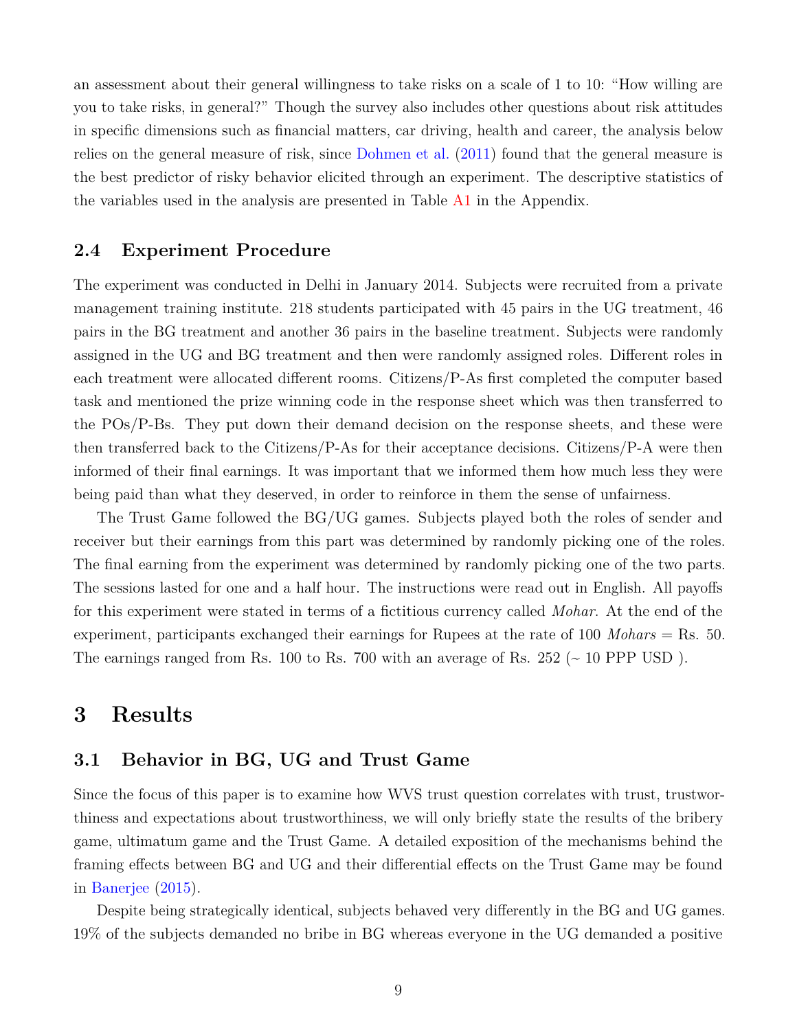an assessment about their general willingness to take risks on a scale of 1 to 10: "How willing are you to take risks, in general?" Though the survey also includes other questions about risk attitudes in specific dimensions such as financial matters, car driving, health and career, the analysis below relies on the general measure of risk, since Dohmen et al. (2011) found that the general measure is the best predictor of risky behavior elicited through an experiment. The descriptive statistics of the variables used in the analysis are presented in Table A1 in the Appendix.

### 2.4 Experiment Procedure

The experiment was conducted in Delhi in January 2014. Subjects were recruited from a private management training institute. 218 students participated with 45 pairs in the UG treatment, 46 pairs in the BG treatment and another 36 pairs in the baseline treatment. Subjects were randomly assigned in the UG and BG treatment and then were randomly assigned roles. Different roles in each treatment were allocated different rooms. Citizens/P-As first completed the computer based task and mentioned the prize winning code in the response sheet which was then transferred to the POs/P-Bs. They put down their demand decision on the response sheets, and these were then transferred back to the Citizens/P-As for their acceptance decisions. Citizens/P-A were then informed of their final earnings. It was important that we informed them how much less they were being paid than what they deserved, in order to reinforce in them the sense of unfairness.

The Trust Game followed the BG/UG games. Subjects played both the roles of sender and receiver but their earnings from this part was determined by randomly picking one of the roles. The final earning from the experiment was determined by randomly picking one of the two parts. The sessions lasted for one and a half hour. The instructions were read out in English. All payoffs for this experiment were stated in terms of a fictitious currency called *Mohar*. At the end of the experiment, participants exchanged their earnings for Rupees at the rate of 100 *Mohars* = Rs. 50. The earnings ranged from Rs. 100 to Rs. 700 with an average of Rs. 252 (~ 10 PPP USD ).

## 3 Results

### 3.1 Behavior in BG, UG and Trust Game

Since the focus of this paper is to examine how WVS trust question correlates with trust, trustworthiness and expectations about trustworthiness, we will only briefly state the results of the bribery game, ultimatum game and the Trust Game. A detailed exposition of the mechanisms behind the framing effects between BG and UG and their differential effects on the Trust Game may be found in Banerjee (2015).

Despite being strategically identical, subjects behaved very differently in the BG and UG games. 19% of the subjects demanded no bribe in BG whereas everyone in the UG demanded a positive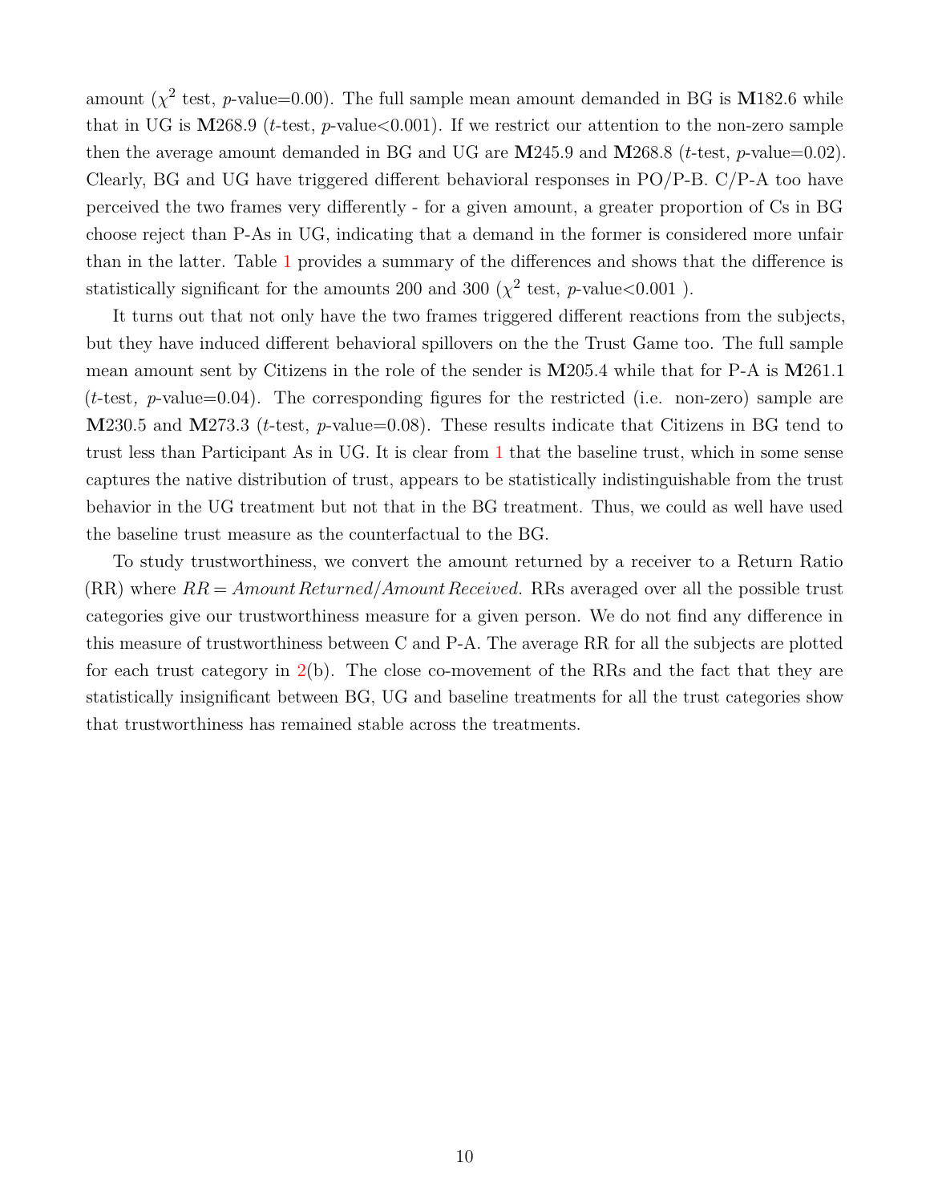amount ($\chi^2$ test, $p$-value=0.00). The full sample mean amount demanded in BG is **M**182.6 while that in UG is **M**268.9 ($t$-test, $p$-value<0.001). If we restrict our attention to the non-zero sample then the average amount demanded in BG and UG are **M**245.9 and **M**268.8 ($t$-test, $p$-value=0.02). Clearly, BG and UG have triggered different behavioral responses in PO/P-B. C/P-A too have perceived the two frames very differently - for a given amount, a greater proportion of Cs in BG choose reject than P-As in UG, indicating that a demand in the former is considered more unfair than in the latter. Table 1 provides a summary of the differences and shows that the difference is statistically significant for the amounts 200 and 300 ($\chi^2$ test, $p$-value<0.001 ).

It turns out that not only have the two frames triggered different reactions from the subjects, but they have induced different behavioral spillovers on the the Trust Game too. The full sample mean amount sent by Citizens in the role of the sender is **M**205.4 while that for P-A is **M**261.1 ($t$-test, $p$-value=0.04). The corresponding figures for the restricted (i.e. non-zero) sample are **M**230.5 and **M**273.3 ($t$-test, $p$-value=0.08). These results indicate that Citizens in BG tend to trust less than Participant As in UG. It is clear from 1 that the baseline trust, which in some sense captures the native distribution of trust, appears to be statistically indistinguishable from the trust behavior in the UG treatment but not that in the BG treatment. Thus, we could as well have used the baseline trust measure as the counterfactual to the BG.

To study trustworthiness, we convert the amount returned by a receiver to a Return Ratio (RR) where $RR = Amount\,Returned/Amount\,Received$. RRs averaged over all the possible trust categories give our trustworthiness measure for a given person. We do not find any difference in this measure of trustworthiness between C and P-A. The average RR for all the subjects are plotted for each trust category in 2(b). The close co-movement of the RRs and the fact that they are statistically insignificant between BG, UG and baseline treatments for all the trust categories show that trustworthiness has remained stable across the treatments.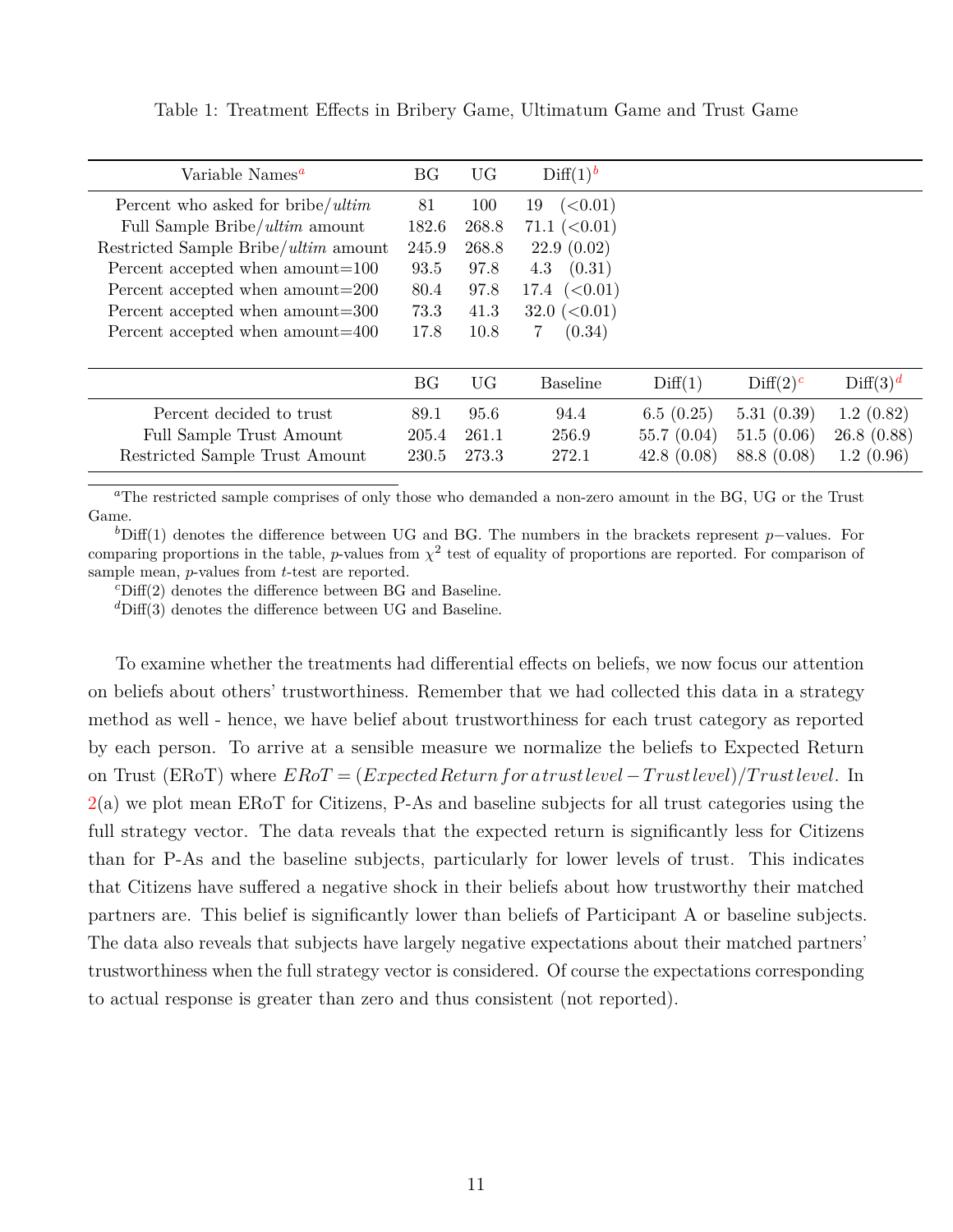Table 1: Treatment Effects in Bribery Game, Ultimatum Game and Trust Game

| Variable Names[a] | BG | UG | Diff(1)[b] | | | |
|---|---|---|---|---|---|---|
| Percent who asked for bribe/*ultim* | 81 | 100 | 19 (<0.01) | | | |
| Full Sample Bribe/*ultim* amount | 182.6 | 268.8 | 71.1 (<0.01) | | | |
| Restricted Sample Bribe/*ultim* amount | 245.9 | 268.8 | 22.9 (0.02) | | | |
| Percent accepted when amount=100 | 93.5 | 97.8 | 4.3 (0.31) | | | |
| Percent accepted when amount=200 | 80.4 | 97.8 | 17.4 (<0.01) | | | |
| Percent accepted when amount=300 | 73.3 | 41.3 | 32.0 (<0.01) | | | |
| Percent accepted when amount=400 | 17.8 | 10.8 | 7 (0.34) | | | |
| | **BG** | **UG** | **Baseline** | **Diff(1)** | **Diff(2)[c]** | **Diff(3)[d]** |
| Percent decided to trust | 89.1 | 95.6 | 94.4 | 6.5 (0.25) | 5.31 (0.39) | 1.2 (0.82) |
| Full Sample Trust Amount | 205.4 | 261.1 | 256.9 | 55.7 (0.04) | 51.5 (0.06) | 26.8 (0.88) |
| Restricted Sample Trust Amount | 230.5 | 273.3 | 272.1 | 42.8 (0.08) | 88.8 (0.08) | 1.2 (0.96) |

[a]The restricted sample comprises of only those who demanded a non-zero amount in the BG, UG or the Trust Game.

[b]Diff(1) denotes the difference between UG and BG. The numbers in the brackets represent $p-$values. For comparing proportions in the table, $p$-values from $\chi^2$ test of equality of proportions are reported. For comparison of sample mean, $p$-values from $t$-test are reported.

[c]Diff(2) denotes the difference between BG and Baseline.

[d]Diff(3) denotes the difference between UG and Baseline.

To examine whether the treatments had differential effects on beliefs, we now focus our attention on beliefs about others' trustworthiness. Remember that we had collected this data in a strategy method as well - hence, we have belief about trustworthiness for each trust category as reported by each person. To arrive at a sensible measure we normalize the beliefs to Expected Return on Trust (ERoT) where $ERoT = (Expected\,Return\,for\,a\,trust\,level - Trust\,level)/Trust\,level$. In 2(a) we plot mean ERoT for Citizens, P-As and baseline subjects for all trust categories using the full strategy vector. The data reveals that the expected return is significantly less for Citizens than for P-As and the baseline subjects, particularly for lower levels of trust. This indicates that Citizens have suffered a negative shock in their beliefs about how trustworthy their matched partners are. This belief is significantly lower than beliefs of Participant A or baseline subjects. The data also reveals that subjects have largely negative expectations about their matched partners' trustworthiness when the full strategy vector is considered. Of course the expectations corresponding to actual response is greater than zero and thus consistent (not reported).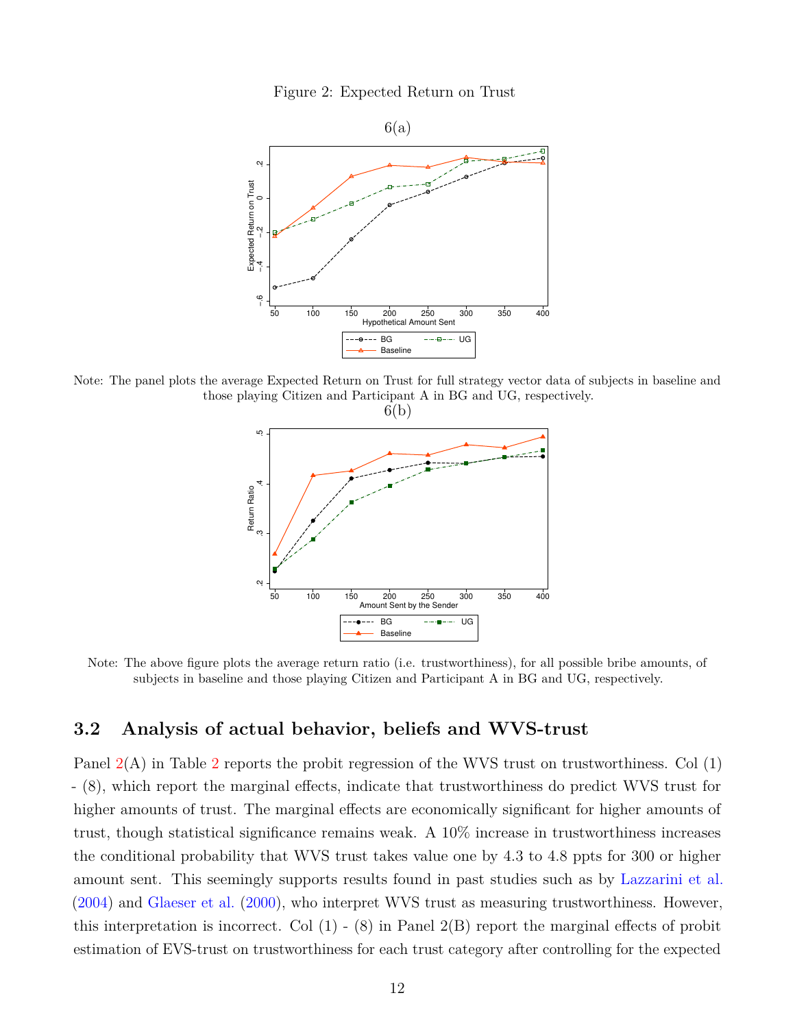Figure 2: Expected Return on Trust

6(a)

Note: The panel plots the average Expected Return on Trust for full strategy vector data of subjects in baseline and those playing Citizen and Participant A in BG and UG, respectively.

6(b)

Note: The above figure plots the average return ratio (i.e. trustworthiness), for all possible bribe amounts, of subjects in baseline and those playing Citizen and Participant A in BG and UG, respectively.

### 3.2 Analysis of actual behavior, beliefs and WVS-trust

Panel 2(A) in Table 2 reports the probit regression of the WVS trust on trustworthiness. Col (1) - (8), which report the marginal effects, indicate that trustworthiness do predict WVS trust for higher amounts of trust. The marginal effects are economically significant for higher amounts of trust, though statistical significance remains weak. A 10% increase in trustworthiness increases the conditional probability that WVS trust takes value one by 4.3 to 4.8 ppts for 300 or higher amount sent. This seemingly supports results found in past studies such as by Lazzarini et al. (2004) and Glaeser et al. (2000), who interpret WVS trust as measuring trustworthiness. However, this interpretation is incorrect. Col (1) - (8) in Panel 2(B) report the marginal effects of probit estimation of EVS-trust on trustworthiness for each trust category after controlling for the expected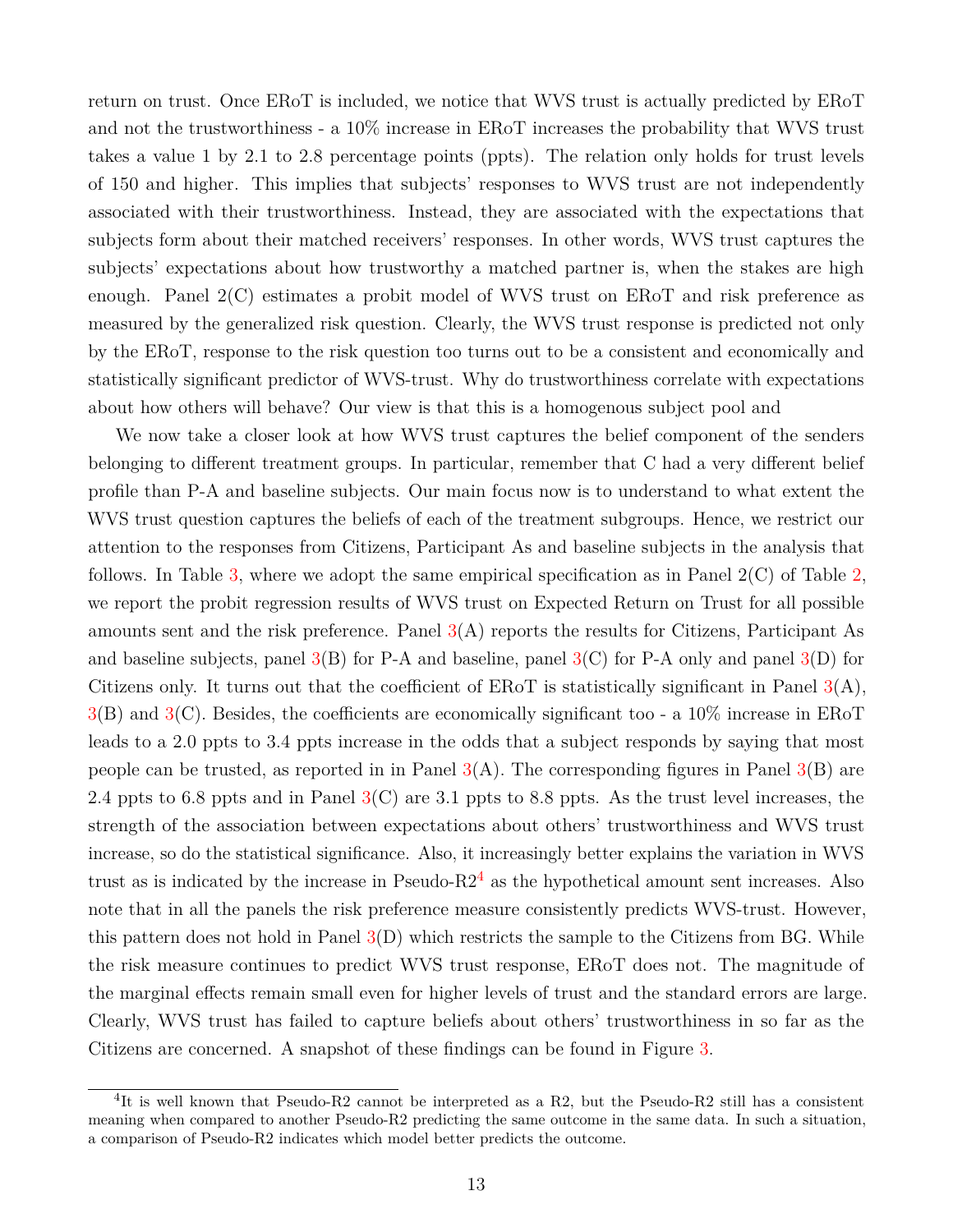return on trust. Once ERoT is included, we notice that WVS trust is actually predicted by ERoT and not the trustworthiness - a 10% increase in ERoT increases the probability that WVS trust takes a value 1 by 2.1 to 2.8 percentage points (ppts). The relation only holds for trust levels of 150 and higher. This implies that subjects' responses to WVS trust are not independently associated with their trustworthiness. Instead, they are associated with the expectations that subjects form about their matched receivers' responses. In other words, WVS trust captures the subjects' expectations about how trustworthy a matched partner is, when the stakes are high enough. Panel 2(C) estimates a probit model of WVS trust on ERoT and risk preference as measured by the generalized risk question. Clearly, the WVS trust response is predicted not only by the ERoT, response to the risk question too turns out to be a consistent and economically and statistically significant predictor of WVS-trust. Why do trustworthiness correlate with expectations about how others will behave? Our view is that this is a homogenous subject pool and

We now take a closer look at how WVS trust captures the belief component of the senders belonging to different treatment groups. In particular, remember that C had a very different belief profile than P-A and baseline subjects. Our main focus now is to understand to what extent the WVS trust question captures the beliefs of each of the treatment subgroups. Hence, we restrict our attention to the responses from Citizens, Participant As and baseline subjects in the analysis that follows. In Table 3, where we adopt the same empirical specification as in Panel 2(C) of Table 2, we report the probit regression results of WVS trust on Expected Return on Trust for all possible amounts sent and the risk preference. Panel 3(A) reports the results for Citizens, Participant As and baseline subjects, panel 3(B) for P-A and baseline, panel 3(C) for P-A only and panel 3(D) for Citizens only. It turns out that the coefficient of ERoT is statistically significant in Panel 3(A), 3(B) and 3(C). Besides, the coefficients are economically significant too - a 10% increase in ERoT leads to a 2.0 ppts to 3.4 ppts increase in the odds that a subject responds by saying that most people can be trusted, as reported in in Panel 3(A). The corresponding figures in Panel 3(B) are 2.4 ppts to 6.8 ppts and in Panel 3(C) are 3.1 ppts to 8.8 ppts. As the trust level increases, the strength of the association between expectations about others' trustworthiness and WVS trust increase, so do the statistical significance. Also, it increasingly better explains the variation in WVS trust as is indicated by the increase in Pseudo-R2[4] as the hypothetical amount sent increases. Also note that in all the panels the risk preference measure consistently predicts WVS-trust. However, this pattern does not hold in Panel 3(D) which restricts the sample to the Citizens from BG. While the risk measure continues to predict WVS trust response, ERoT does not. The magnitude of the marginal effects remain small even for higher levels of trust and the standard errors are large. Clearly, WVS trust has failed to capture beliefs about others' trustworthiness in so far as the Citizens are concerned. A snapshot of these findings can be found in Figure 3.

[4]It is well known that Pseudo-R2 cannot be interpreted as a R2, but the Pseudo-R2 still has a consistent meaning when compared to another Pseudo-R2 predicting the same outcome in the same data. In such a situation, a comparison of Pseudo-R2 indicates which model better predicts the outcome.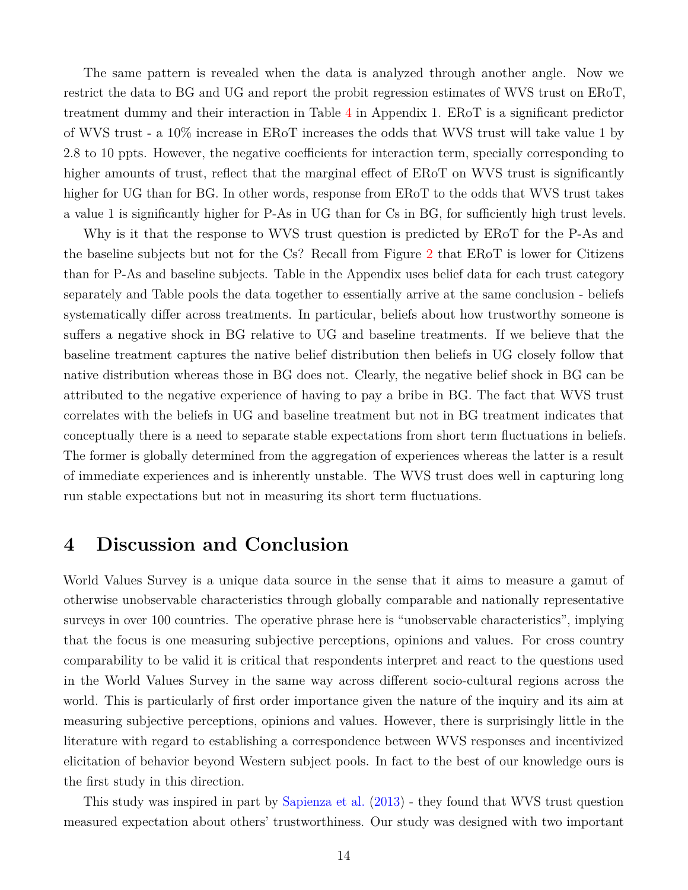The same pattern is revealed when the data is analyzed through another angle. Now we restrict the data to BG and UG and report the probit regression estimates of WVS trust on ERoT, treatment dummy and their interaction in Table 4 in Appendix 1. ERoT is a significant predictor of WVS trust - a 10% increase in ERoT increases the odds that WVS trust will take value 1 by 2.8 to 10 ppts. However, the negative coefficients for interaction term, specially corresponding to higher amounts of trust, reflect that the marginal effect of ERoT on WVS trust is significantly higher for UG than for BG. In other words, response from ERoT to the odds that WVS trust takes a value 1 is significantly higher for P-As in UG than for Cs in BG, for sufficiently high trust levels.

Why is it that the response to WVS trust question is predicted by ERoT for the P-As and the baseline subjects but not for the Cs? Recall from Figure 2 that ERoT is lower for Citizens than for P-As and baseline subjects. Table in the Appendix uses belief data for each trust category separately and Table pools the data together to essentially arrive at the same conclusion - beliefs systematically differ across treatments. In particular, beliefs about how trustworthy someone is suffers a negative shock in BG relative to UG and baseline treatments. If we believe that the baseline treatment captures the native belief distribution then beliefs in UG closely follow that native distribution whereas those in BG does not. Clearly, the negative belief shock in BG can be attributed to the negative experience of having to pay a bribe in BG. The fact that WVS trust correlates with the beliefs in UG and baseline treatment but not in BG treatment indicates that conceptually there is a need to separate stable expectations from short term fluctuations in beliefs. The former is globally determined from the aggregation of experiences whereas the latter is a result of immediate experiences and is inherently unstable. The WVS trust does well in capturing long run stable expectations but not in measuring its short term fluctuations.

# 4 Discussion and Conclusion

World Values Survey is a unique data source in the sense that it aims to measure a gamut of otherwise unobservable characteristics through globally comparable and nationally representative surveys in over 100 countries. The operative phrase here is "unobservable characteristics", implying that the focus is one measuring subjective perceptions, opinions and values. For cross country comparability to be valid it is critical that respondents interpret and react to the questions used in the World Values Survey in the same way across different socio-cultural regions across the world. This is particularly of first order importance given the nature of the inquiry and its aim at measuring subjective perceptions, opinions and values. However, there is surprisingly little in the literature with regard to establishing a correspondence between WVS responses and incentivized elicitation of behavior beyond Western subject pools. In fact to the best of our knowledge ours is the first study in this direction.

This study was inspired in part by Sapienza et al. (2013) - they found that WVS trust question measured expectation about others' trustworthiness. Our study was designed with two important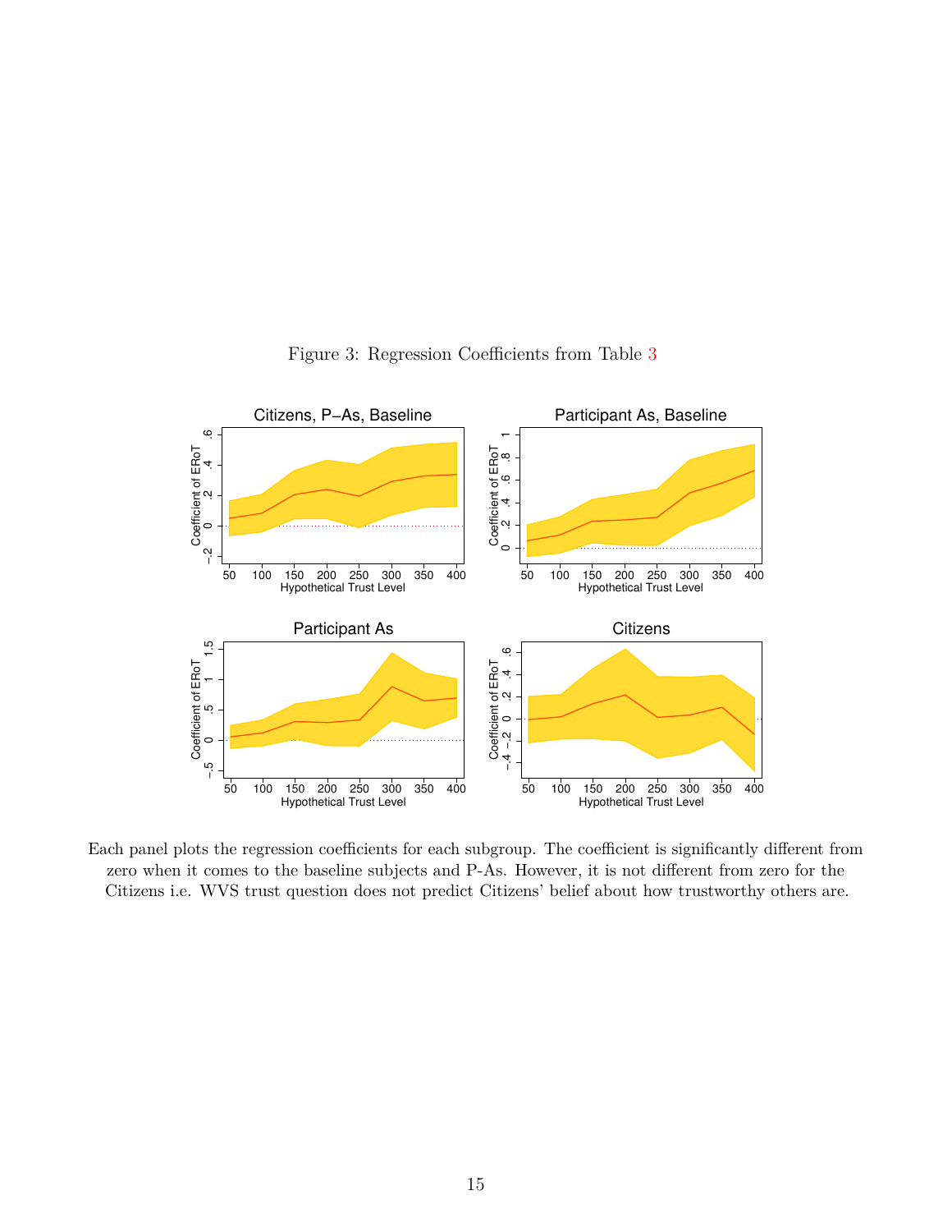Figure 3: Regression Coefficients from Table 3

Each panel plots the regression coefficients for each subgroup. The coefficient is significantly different from zero when it comes to the baseline subjects and P-As. However, it is not different from zero for the Citizens i.e. WVS trust question does not predict Citizens' belief about how trustworthy others are.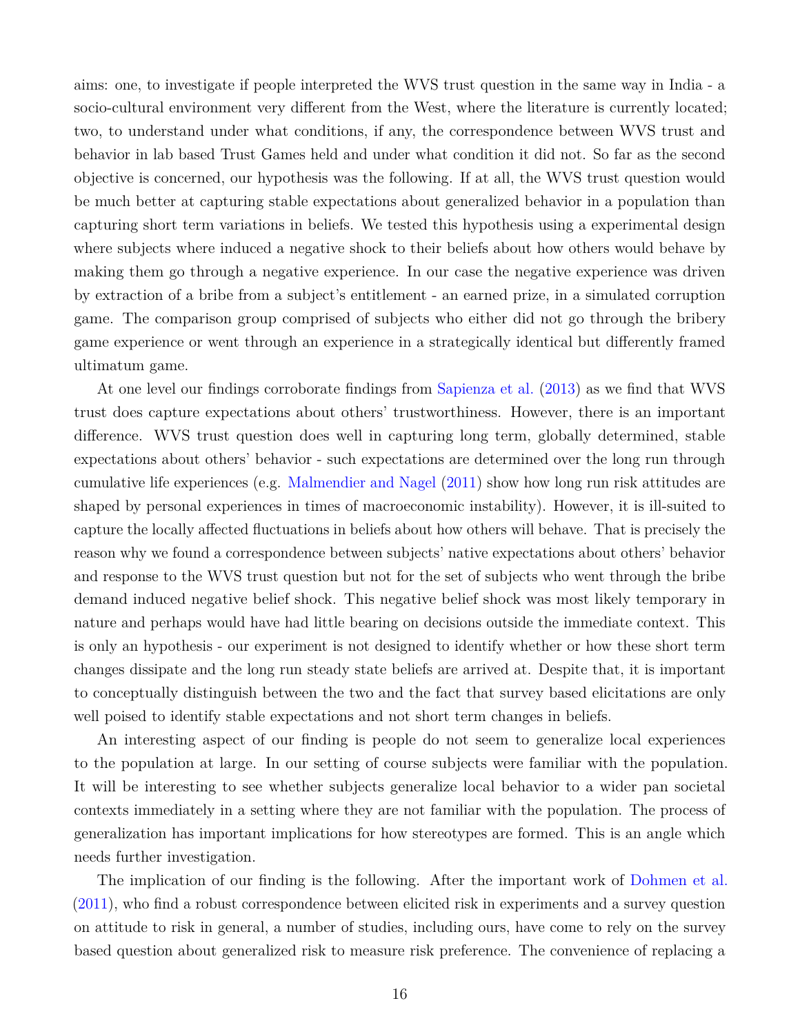aims: one, to investigate if people interpreted the WVS trust question in the same way in India - a socio-cultural environment very different from the West, where the literature is currently located; two, to understand under what conditions, if any, the correspondence between WVS trust and behavior in lab based Trust Games held and under what condition it did not. So far as the second objective is concerned, our hypothesis was the following. If at all, the WVS trust question would be much better at capturing stable expectations about generalized behavior in a population than capturing short term variations in beliefs. We tested this hypothesis using a experimental design where subjects where induced a negative shock to their beliefs about how others would behave by making them go through a negative experience. In our case the negative experience was driven by extraction of a bribe from a subject's entitlement - an earned prize, in a simulated corruption game. The comparison group comprised of subjects who either did not go through the bribery game experience or went through an experience in a strategically identical but differently framed ultimatum game.

At one level our findings corroborate findings from Sapienza et al. (2013) as we find that WVS trust does capture expectations about others' trustworthiness. However, there is an important difference. WVS trust question does well in capturing long term, globally determined, stable expectations about others' behavior - such expectations are determined over the long run through cumulative life experiences (e.g. Malmendier and Nagel (2011) show how long run risk attitudes are shaped by personal experiences in times of macroeconomic instability). However, it is ill-suited to capture the locally affected fluctuations in beliefs about how others will behave. That is precisely the reason why we found a correspondence between subjects' native expectations about others' behavior and response to the WVS trust question but not for the set of subjects who went through the bribe demand induced negative belief shock. This negative belief shock was most likely temporary in nature and perhaps would have had little bearing on decisions outside the immediate context. This is only an hypothesis - our experiment is not designed to identify whether or how these short term changes dissipate and the long run steady state beliefs are arrived at. Despite that, it is important to conceptually distinguish between the two and the fact that survey based elicitations are only well poised to identify stable expectations and not short term changes in beliefs.

An interesting aspect of our finding is people do not seem to generalize local experiences to the population at large. In our setting of course subjects were familiar with the population. It will be interesting to see whether subjects generalize local behavior to a wider pan societal contexts immediately in a setting where they are not familiar with the population. The process of generalization has important implications for how stereotypes are formed. This is an angle which needs further investigation.

The implication of our finding is the following. After the important work of Dohmen et al. (2011), who find a robust correspondence between elicited risk in experiments and a survey question on attitude to risk in general, a number of studies, including ours, have come to rely on the survey based question about generalized risk to measure risk preference. The convenience of replacing a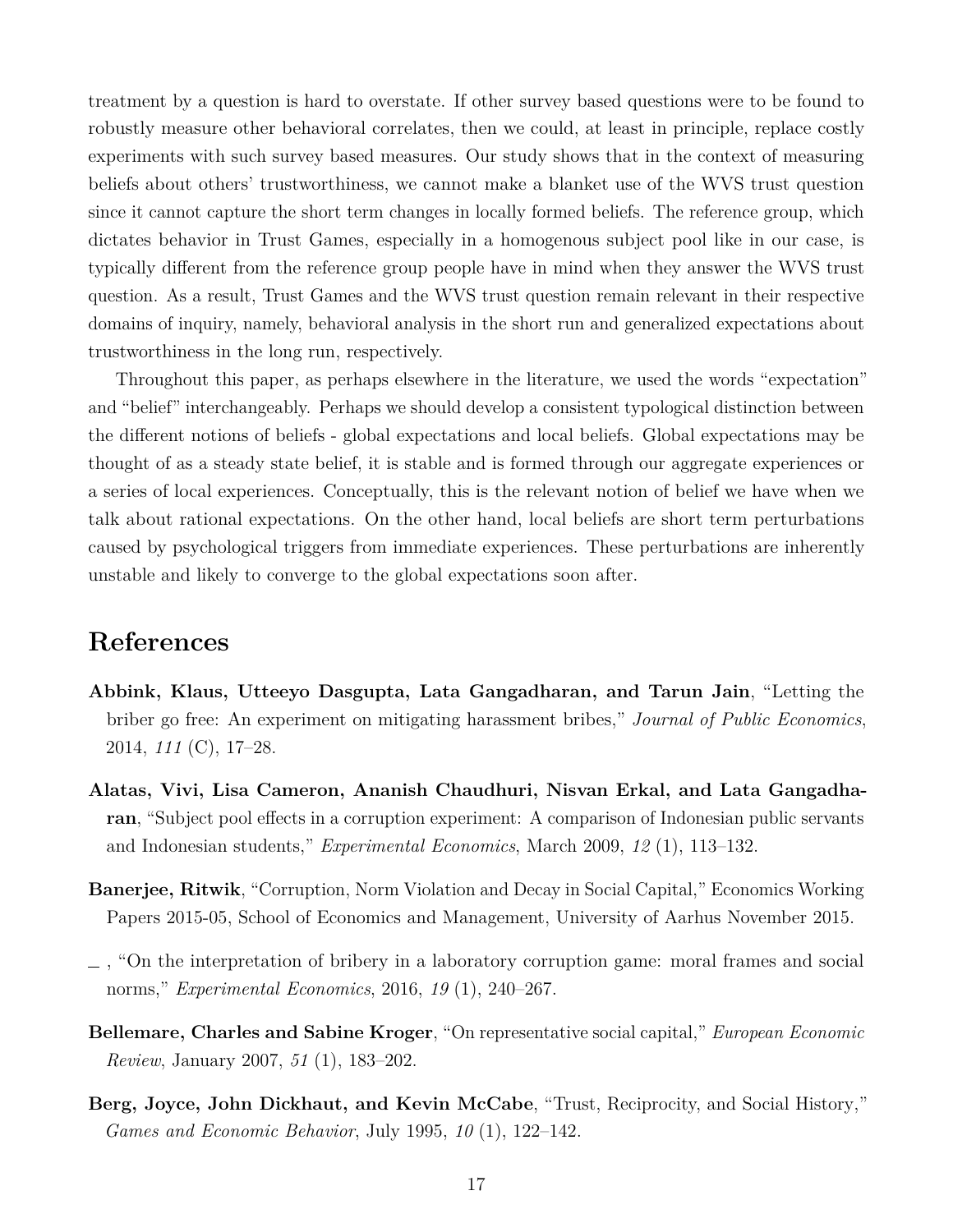treatment by a question is hard to overstate. If other survey based questions were to be found to robustly measure other behavioral correlates, then we could, at least in principle, replace costly experiments with such survey based measures. Our study shows that in the context of measuring beliefs about others' trustworthiness, we cannot make a blanket use of the WVS trust question since it cannot capture the short term changes in locally formed beliefs. The reference group, which dictates behavior in Trust Games, especially in a homogenous subject pool like in our case, is typically different from the reference group people have in mind when they answer the WVS trust question. As a result, Trust Games and the WVS trust question remain relevant in their respective domains of inquiry, namely, behavioral analysis in the short run and generalized expectations about trustworthiness in the long run, respectively.

Throughout this paper, as perhaps elsewhere in the literature, we used the words "expectation" and "belief" interchangeably. Perhaps we should develop a consistent typological distinction between the different notions of beliefs - global expectations and local beliefs. Global expectations may be thought of as a steady state belief, it is stable and is formed through our aggregate experiences or a series of local experiences. Conceptually, this is the relevant notion of belief we have when we talk about rational expectations. On the other hand, local beliefs are short term perturbations caused by psychological triggers from immediate experiences. These perturbations are inherently unstable and likely to converge to the global expectations soon after.

# References

**Abbink, Klaus, Utteeyo Dasgupta, Lata Gangadharan, and Tarun Jain**, "Letting the briber go free: An experiment on mitigating harassment bribes," *Journal of Public Economics*, 2014, *111* (C), 17–28.

**Alatas, Vivi, Lisa Cameron, Ananish Chaudhuri, Nisvan Erkal, and Lata Gangadharan**, "Subject pool effects in a corruption experiment: A comparison of Indonesian public servants and Indonesian students," *Experimental Economics*, March 2009, *12* (1), 113–132.

**Banerjee, Ritwik**, "Corruption, Norm Violation and Decay in Social Capital," Economics Working Papers 2015-05, School of Economics and Management, University of Aarhus November 2015.

_ , "On the interpretation of bribery in a laboratory corruption game: moral frames and social norms," *Experimental Economics*, 2016, *19* (1), 240–267.

**Bellemare, Charles and Sabine Kroger**, "On representative social capital," *European Economic Review*, January 2007, *51* (1), 183–202.

**Berg, Joyce, John Dickhaut, and Kevin McCabe**, "Trust, Reciprocity, and Social History," *Games and Economic Behavior*, July 1995, *10* (1), 122–142.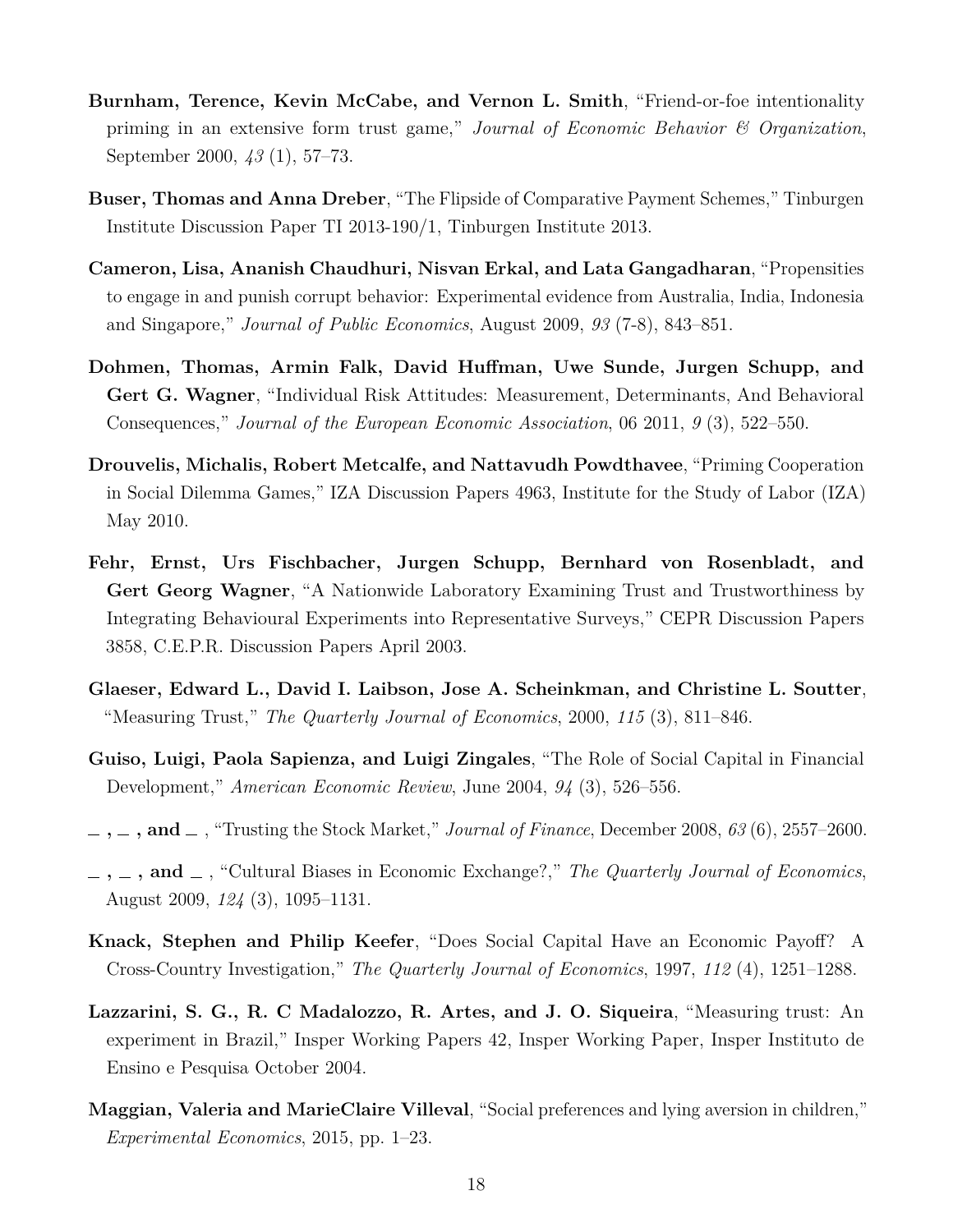**Burnham, Terence, Kevin McCabe, and Vernon L. Smith**, "Friend-or-foe intentionality priming in an extensive form trust game," *Journal of Economic Behavior & Organization*, September 2000, *43* (1), 57–73.

**Buser, Thomas and Anna Dreber**, "The Flipside of Comparative Payment Schemes," Tinburgen Institute Discussion Paper TI 2013-190/1, Tinburgen Institute 2013.

**Cameron, Lisa, Ananish Chaudhuri, Nisvan Erkal, and Lata Gangadharan**, "Propensities to engage in and punish corrupt behavior: Experimental evidence from Australia, India, Indonesia and Singapore," *Journal of Public Economics*, August 2009, *93* (7-8), 843–851.

**Dohmen, Thomas, Armin Falk, David Huffman, Uwe Sunde, Jurgen Schupp, and Gert G. Wagner**, "Individual Risk Attitudes: Measurement, Determinants, And Behavioral Consequences," *Journal of the European Economic Association*, 06 2011, *9* (3), 522–550.

**Drouvelis, Michalis, Robert Metcalfe, and Nattavudh Powdthavee**, "Priming Cooperation in Social Dilemma Games," IZA Discussion Papers 4963, Institute for the Study of Labor (IZA) May 2010.

**Fehr, Ernst, Urs Fischbacher, Jurgen Schupp, Bernhard von Rosenbladt, and Gert Georg Wagner**, "A Nationwide Laboratory Examining Trust and Trustworthiness by Integrating Behavioural Experiments into Representative Surveys," CEPR Discussion Papers 3858, C.E.P.R. Discussion Papers April 2003.

**Glaeser, Edward L., David I. Laibson, Jose A. Scheinkman, and Christine L. Soutter**, "Measuring Trust," *The Quarterly Journal of Economics*, 2000, *115* (3), 811–846.

**Guiso, Luigi, Paola Sapienza, and Luigi Zingales**, "The Role of Social Capital in Financial Development," *American Economic Review*, June 2004, *94* (3), 526–556.

**_ , _ , and _** , "Trusting the Stock Market," *Journal of Finance*, December 2008, *63* (6), 2557–2600.

**_ , _ , and _** , "Cultural Biases in Economic Exchange?," *The Quarterly Journal of Economics*, August 2009, *124* (3), 1095–1131.

**Knack, Stephen and Philip Keefer**, "Does Social Capital Have an Economic Payoff? A Cross-Country Investigation," *The Quarterly Journal of Economics*, 1997, *112* (4), 1251–1288.

**Lazzarini, S. G., R. C Madalozzo, R. Artes, and J. O. Siqueira**, "Measuring trust: An experiment in Brazil," Insper Working Papers 42, Insper Working Paper, Insper Instituto de Ensino e Pesquisa October 2004.

**Maggian, Valeria and MarieClaire Villeval**, "Social preferences and lying aversion in children," *Experimental Economics*, 2015, pp. 1–23.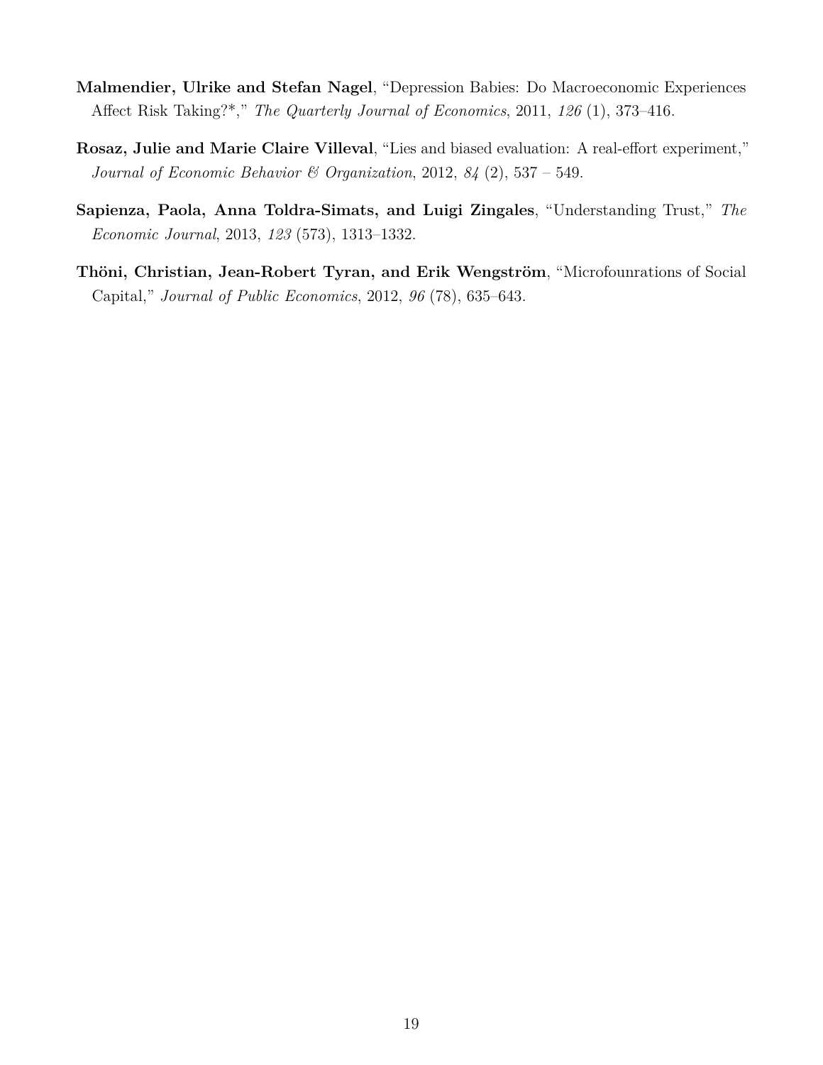**Malmendier, Ulrike and Stefan Nagel**, "Depression Babies: Do Macroeconomic Experiences Affect Risk Taking?*," *The Quarterly Journal of Economics*, 2011, *126* (1), 373–416.

**Rosaz, Julie and Marie Claire Villeval**, "Lies and biased evaluation: A real-effort experiment," *Journal of Economic Behavior & Organization*, 2012, *84* (2), 537 – 549.

**Sapienza, Paola, Anna Toldra-Simats, and Luigi Zingales**, "Understanding Trust," *The Economic Journal*, 2013, *123* (573), 1313–1332.

**Thöni, Christian, Jean-Robert Tyran, and Erik Wengström**, "Microfounrations of Social Capital," *Journal of Public Economics*, 2012, *96* (78), 635–643.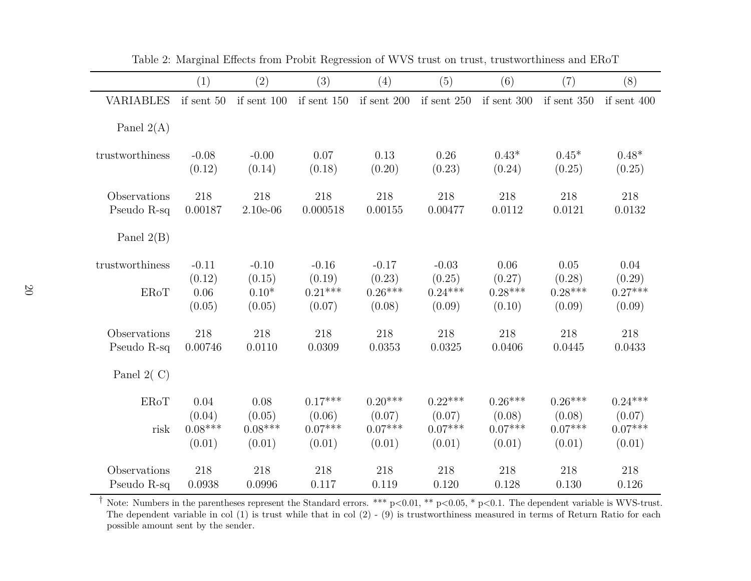Table 2: Marginal Effects from Probit Regression of WVS trust on trust, trustworthiness and ERoT

| | (1) | (2) | (3) | (4) | (5) | (6) | (7) | (8) |
|---|---|---|---|---|---|---|---|---|
| VARIABLES | if sent 50 | if sent 100 | if sent 150 | if sent 200 | if sent 250 | if sent 300 | if sent 350 | if sent 400 |
| Panel 2(A) | | | | | | | | |
| trustworthiness | -0.08 | -0.00 | 0.07 | 0.13 | 0.26 | 0.43* | 0.45* | 0.48* |
| | (0.12) | (0.14) | (0.18) | (0.20) | (0.23) | (0.24) | (0.25) | (0.25) |
| Observations | 218 | 218 | 218 | 218 | 218 | 218 | 218 | 218 |
| Pseudo R-sq | 0.00187 | 2.10e-06 | 0.000518 | 0.00155 | 0.00477 | 0.0112 | 0.0121 | 0.0132 |
| Panel 2(B) | | | | | | | | |
| trustworthiness | -0.11 | -0.10 | -0.16 | -0.17 | -0.03 | 0.06 | 0.05 | 0.04 |
| | (0.12) | (0.15) | (0.19) | (0.23) | (0.25) | (0.27) | (0.28) | (0.29) |
| ERoT | 0.06 | 0.10* | 0.21*** | 0.26*** | 0.24*** | 0.28*** | 0.28*** | 0.27*** |
| | (0.05) | (0.05) | (0.07) | (0.08) | (0.09) | (0.10) | (0.09) | (0.09) |
| Observations | 218 | 218 | 218 | 218 | 218 | 218 | 218 | 218 |
| Pseudo R-sq | 0.00746 | 0.0110 | 0.0309 | 0.0353 | 0.0325 | 0.0406 | 0.0445 | 0.0433 |
| Panel 2( C) | | | | | | | | |
| ERoT | 0.04 | 0.08 | 0.17*** | 0.20*** | 0.22*** | 0.26*** | 0.26*** | 0.24*** |
| | (0.04) | (0.05) | (0.06) | (0.07) | (0.07) | (0.08) | (0.08) | (0.07) |
| risk | 0.08*** | 0.08*** | 0.07*** | 0.07*** | 0.07*** | 0.07*** | 0.07*** | 0.07*** |
| | (0.01) | (0.01) | (0.01) | (0.01) | (0.01) | (0.01) | (0.01) | (0.01) |
| Observations | 218 | 218 | 218 | 218 | 218 | 218 | 218 | 218 |
| Pseudo R-sq | 0.0938 | 0.0996 | 0.117 | 0.119 | 0.120 | 0.128 | 0.130 | 0.126 |

† Note: Numbers in the parentheses represent the Standard errors. *** p<0.01, ** p<0.05, * p<0.1. The dependent variable is WVS-trust. The dependent variable in col (1) is trust while that in col (2) - (9) is trustworthiness measured in terms of Return Ratio for each possible amount sent by the sender.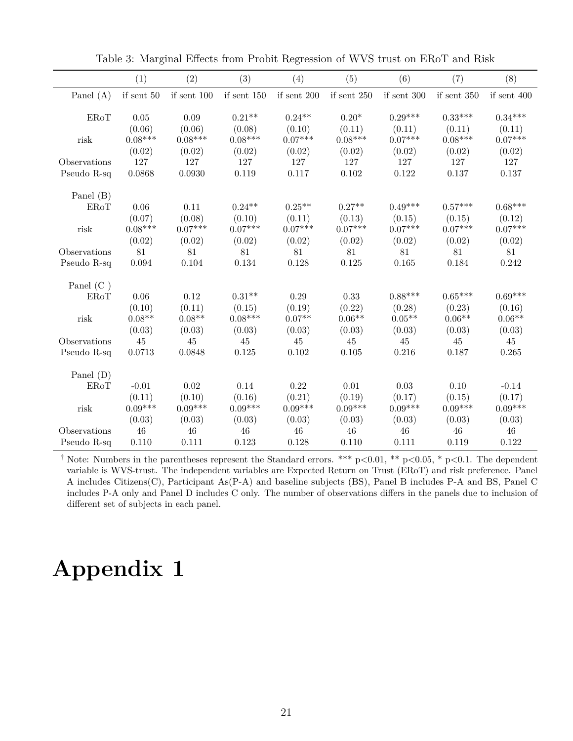Table 3: Marginal Effects from Probit Regression of WVS trust on ERoT and Risk

| | (1) | (2) | (3) | (4) | (5) | (6) | (7) | (8) |
|---|---|---|---|---|---|---|---|---|
| Panel (A) | if sent 50 | if sent 100 | if sent 150 | if sent 200 | if sent 250 | if sent 300 | if sent 350 | if sent 400 |
| ERoT | 0.05 | 0.09 | 0.21** | 0.24** | 0.20* | 0.29*** | 0.33*** | 0.34*** |
| | (0.06) | (0.06) | (0.08) | (0.10) | (0.11) | (0.11) | (0.11) | (0.11) |
| risk | 0.08*** | 0.08*** | 0.08*** | 0.07*** | 0.08*** | 0.07*** | 0.08*** | 0.07*** |
| | (0.02) | (0.02) | (0.02) | (0.02) | (0.02) | (0.02) | (0.02) | (0.02) |
| Observations | 127 | 127 | 127 | 127 | 127 | 127 | 127 | 127 |
| Pseudo R-sq | 0.0868 | 0.0930 | 0.119 | 0.117 | 0.102 | 0.122 | 0.137 | 0.137 |
| Panel (B) | | | | | | | | |
| ERoT | 0.06 | 0.11 | 0.24** | 0.25** | 0.27** | 0.49*** | 0.57*** | 0.68*** |
| | (0.07) | (0.08) | (0.10) | (0.11) | (0.13) | (0.15) | (0.15) | (0.12) |
| risk | 0.08*** | 0.07*** | 0.07*** | 0.07*** | 0.07*** | 0.07*** | 0.07*** | 0.07*** |
| | (0.02) | (0.02) | (0.02) | (0.02) | (0.02) | (0.02) | (0.02) | (0.02) |
| Observations | 81 | 81 | 81 | 81 | 81 | 81 | 81 | 81 |
| Pseudo R-sq | 0.094 | 0.104 | 0.134 | 0.128 | 0.125 | 0.165 | 0.184 | 0.242 |
| Panel (C ) | | | | | | | | |
| ERoT | 0.06 | 0.12 | 0.31** | 0.29 | 0.33 | 0.88*** | 0.65*** | 0.69*** |
| | (0.10) | (0.11) | (0.15) | (0.19) | (0.22) | (0.28) | (0.23) | (0.16) |
| risk | 0.08** | 0.08** | 0.08*** | 0.07** | 0.06** | 0.05** | 0.06** | 0.06** |
| | (0.03) | (0.03) | (0.03) | (0.03) | (0.03) | (0.03) | (0.03) | (0.03) |
| Observations | 45 | 45 | 45 | 45 | 45 | 45 | 45 | 45 |
| Pseudo R-sq | 0.0713 | 0.0848 | 0.125 | 0.102 | 0.105 | 0.216 | 0.187 | 0.265 |
| Panel (D) | | | | | | | | |
| ERoT | -0.01 | 0.02 | 0.14 | 0.22 | 0.01 | 0.03 | 0.10 | -0.14 |
| | (0.11) | (0.10) | (0.16) | (0.21) | (0.19) | (0.17) | (0.15) | (0.17) |
| risk | 0.09*** | 0.09*** | 0.09*** | 0.09*** | 0.09*** | 0.09*** | 0.09*** | 0.09*** |
| | (0.03) | (0.03) | (0.03) | (0.03) | (0.03) | (0.03) | (0.03) | (0.03) |
| Observations | 46 | 46 | 46 | 46 | 46 | 46 | 46 | 46 |
| Pseudo R-sq | 0.110 | 0.111 | 0.123 | 0.128 | 0.110 | 0.111 | 0.119 | 0.122 |

† Note: Numbers in the parentheses represent the Standard errors. *** $p<0.01$, ** $p<0.05$, * $p<0.1$. The dependent variable is WVS-trust. The independent variables are Expected Return on Trust (ERoT) and risk preference. Panel A includes Citizens(C), Participant As(P-A) and baseline subjects (BS), Panel B includes P-A and BS, Panel C includes P-A only and Panel D includes C only. The number of observations differs in the panels due to inclusion of different set of subjects in each panel.

# Appendix 1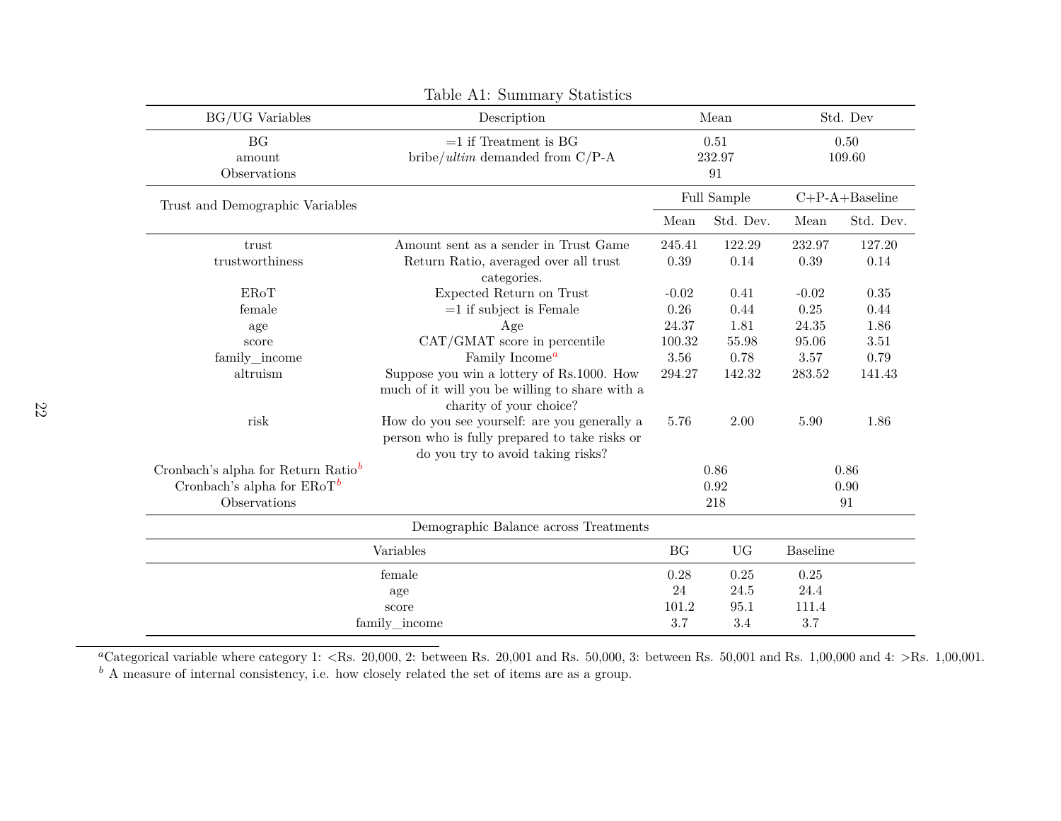Table A1: Summary Statistics

| BG/UG Variables | Description | Mean | | Std. Dev | |
|---|---|---|---|---|---|
| BG | =1 if Treatment is BG | 0.51 | | 0.50 | |
| amount | bribe/*ultim* demanded from C/P-A | 232.97 | | 109.60 | |
| Observations | | 91 | | | |
| Trust and Demographic Variables | | Full Sample | | C+P-A+Baseline | |
| | | Mean | Std. Dev. | Mean | Std. Dev. |
| trust | Amount sent as a sender in Trust Game | 245.41 | 122.29 | 232.97 | 127.20 |
| trustworthiness | Return Ratio, averaged over all trust categories. | 0.39 | 0.14 | 0.39 | 0.14 |
| ERoT | Expected Return on Trust | -0.02 | 0.41 | -0.02 | 0.35 |
| female | =1 if subject is Female | 0.26 | 0.44 | 0.25 | 0.44 |
| age | Age | 24.37 | 1.81 | 24.35 | 1.86 |
| score | CAT/GMAT score in percentile | 100.32 | 55.98 | 95.06 | 3.51 |
| family_income | Family Income[a] | 3.56 | 0.78 | 3.57 | 0.79 |
| altruism | Suppose you win a lottery of Rs.1000. How much of it will you be willing to share with a charity of your choice? | 294.27 | 142.32 | 283.52 | 141.43 |
| risk | How do you see yourself: are you generally a person who is fully prepared to take risks or do you try to avoid taking risks? | 5.76 | 2.00 | 5.90 | 1.86 |
| Cronbach's alpha for Return Ratio[b] | | 0.86 | | 0.86 | |
| Cronbach's alpha for ERoT[b] | | 0.92 | | 0.90 | |
| Observations | | 218 | | 91 | |

Demographic Balance across Treatments

| Variables | BG | UG | Baseline |
|---|---|---|---|
| female | 0.28 | 0.25 | 0.25 |
| age | 24 | 24.5 | 24.4 |
| score | 101.2 | 95.1 | 111.4 |
| family_income | 3.7 | 3.4 | 3.7 |

[a]Categorical variable where category 1: <Rs. 20,000, 2: between Rs. 20,001 and Rs. 50,000, 3: between Rs. 50,001 and Rs. 1,00,000 and 4: >Rs. 1,00,001.

[b] A measure of internal consistency, i.e. how closely related the set of items are as a group.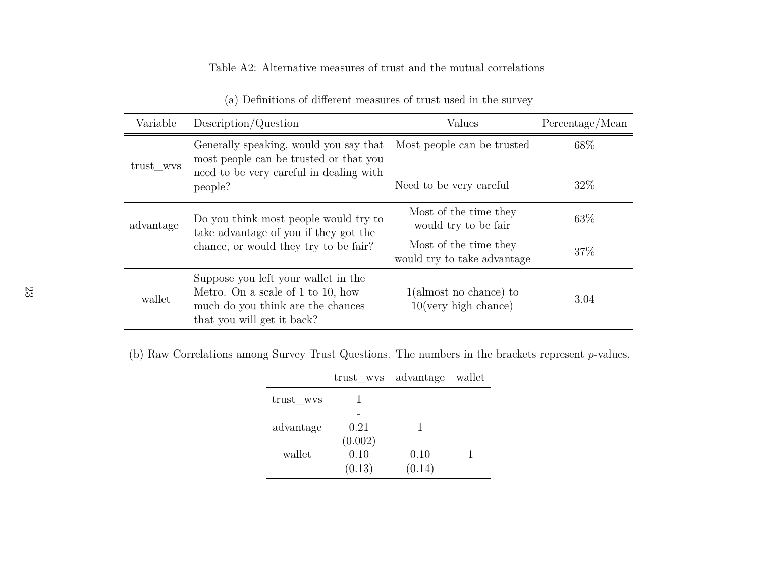Table A2: Alternative measures of trust and the mutual correlations

(a) Definitions of different measures of trust used in the survey

| Variable | Description/Question | Values | Percentage/Mean |
|---|---|---|---|
| trust_wvs | Generally speaking, would you say that most people can be trusted or that you need to be very careful in dealing with people? | Most people can be trusted | 68% |
| | | Need to be very careful | 32% |
| advantage | Do you think most people would try to take advantage of you if they got the chance, or would they try to be fair? | Most of the time they would try to be fair | 63% |
| | | Most of the time they would try to take advantage | 37% |
| wallet | Suppose you left your wallet in the Metro. On a scale of 1 to 10, how much do you think are the chances that you will get it back? | 1(almost no chance) to 10(very high chance) | 3.04 |

(b) Raw Correlations among Survey Trust Questions. The numbers in the brackets represent *p*-values.

| | trust_wvs | advantage | wallet |
|---|---|---|---|
| trust_wvs | 1 | | |
| | - | | |
| advantage | 0.21 | 1 | |
| | (0.002) | | |
| wallet | 0.10 | 0.10 | 1 |
| | (0.13) | (0.14) | |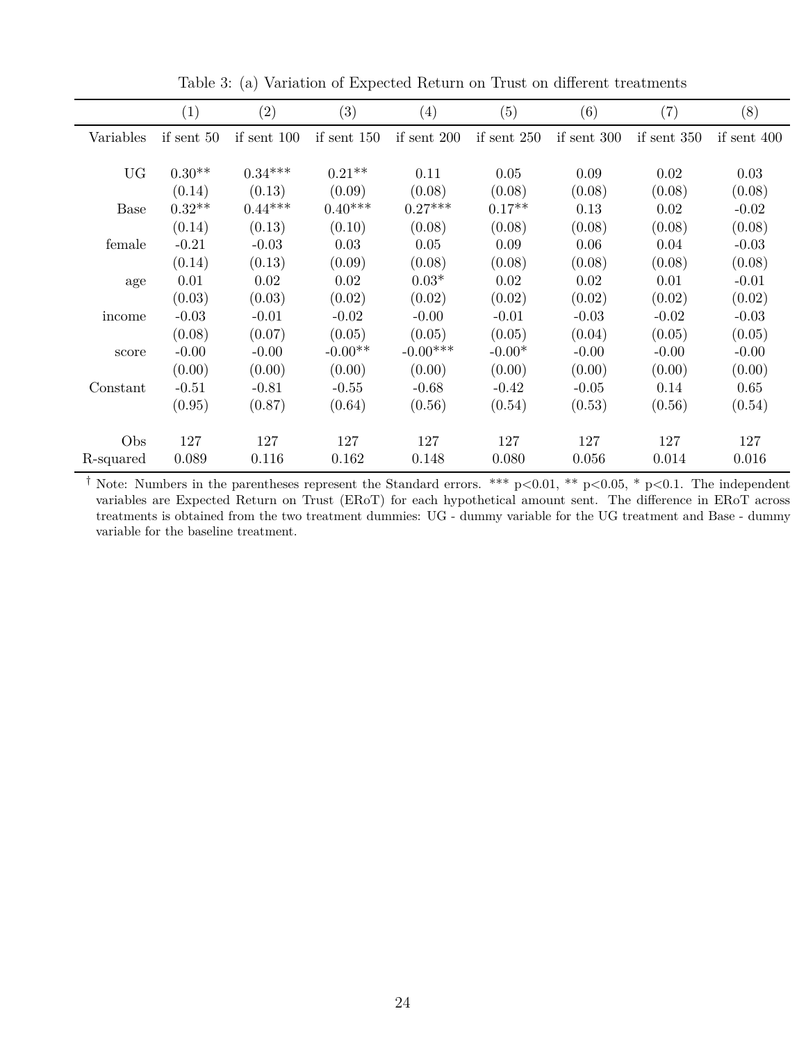Table 3: (a) Variation of Expected Return on Trust on different treatments

| | (1) | (2) | (3) | (4) | (5) | (6) | (7) | (8) |
|---|---|---|---|---|---|---|---|---|
| Variables | if sent 50 | if sent 100 | if sent 150 | if sent 200 | if sent 250 | if sent 300 | if sent 350 | if sent 400 |
| UG | 0.30** | 0.34*** | 0.21** | 0.11 | 0.05 | 0.09 | 0.02 | 0.03 |
| | (0.14) | (0.13) | (0.09) | (0.08) | (0.08) | (0.08) | (0.08) | (0.08) |
| Base | 0.32** | 0.44*** | 0.40*** | 0.27*** | 0.17** | 0.13 | 0.02 | -0.02 |
| | (0.14) | (0.13) | (0.10) | (0.08) | (0.08) | (0.08) | (0.08) | (0.08) |
| female | -0.21 | -0.03 | 0.03 | 0.05 | 0.09 | 0.06 | 0.04 | -0.03 |
| | (0.14) | (0.13) | (0.09) | (0.08) | (0.08) | (0.08) | (0.08) | (0.08) |
| age | 0.01 | 0.02 | 0.02 | 0.03* | 0.02 | 0.02 | 0.01 | -0.01 |
| | (0.03) | (0.03) | (0.02) | (0.02) | (0.02) | (0.02) | (0.02) | (0.02) |
| income | -0.03 | -0.01 | -0.02 | -0.00 | -0.01 | -0.03 | -0.02 | -0.03 |
| | (0.08) | (0.07) | (0.05) | (0.05) | (0.05) | (0.04) | (0.05) | (0.05) |
| score | -0.00 | -0.00 | -0.00** | -0.00*** | -0.00* | -0.00 | -0.00 | -0.00 |
| | (0.00) | (0.00) | (0.00) | (0.00) | (0.00) | (0.00) | (0.00) | (0.00) |
| Constant | -0.51 | -0.81 | -0.55 | -0.68 | -0.42 | -0.05 | 0.14 | 0.65 |
| | (0.95) | (0.87) | (0.64) | (0.56) | (0.54) | (0.53) | (0.56) | (0.54) |
| Obs | 127 | 127 | 127 | 127 | 127 | 127 | 127 | 127 |
| R-squared | 0.089 | 0.116 | 0.162 | 0.148 | 0.080 | 0.056 | 0.014 | 0.016 |

† Note: Numbers in the parentheses represent the Standard errors. *** $p<0.01$, ** $p<0.05$, * $p<0.1$. The independent variables are Expected Return on Trust (ERoT) for each hypothetical amount sent. The difference in ERoT across treatments is obtained from the two treatment dummies: UG - dummy variable for the UG treatment and Base - dummy variable for the baseline treatment.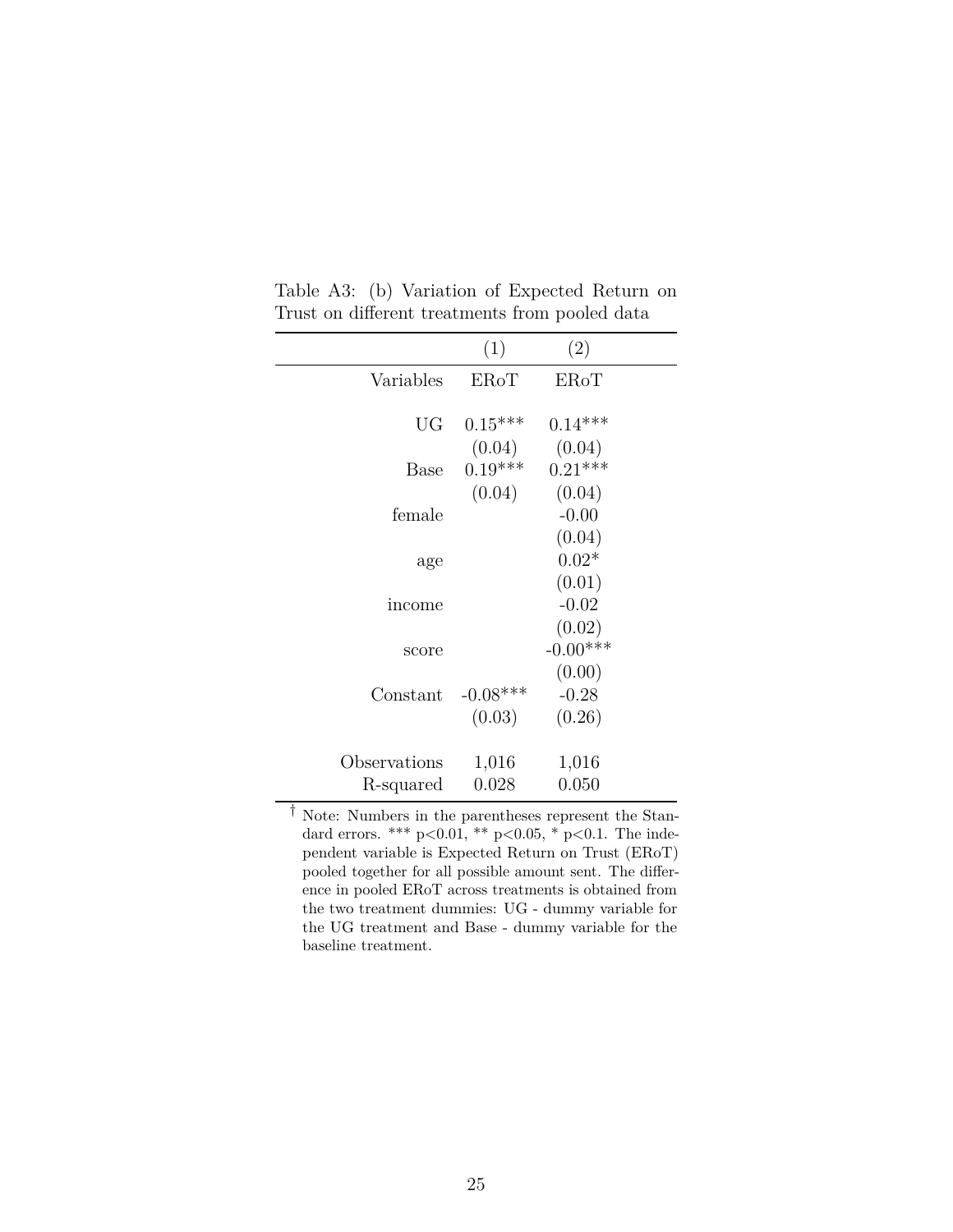Table A3: (b) Variation of Expected Return on Trust on different treatments from pooled data

| | (1) | (2) |
|---|---|---|
| Variables | ERoT | ERoT |
| UG | 0.15*** | 0.14*** |
| | (0.04) | (0.04) |
| Base | 0.19*** | 0.21*** |
| | (0.04) | (0.04) |
| female | | -0.00 |
| | | (0.04) |
| age | | 0.02* |
| | | (0.01) |
| income | | -0.02 |
| | | (0.02) |
| score | | -0.00*** |
| | | (0.00) |
| Constant | -0.08*** | -0.28 |
| | (0.03) | (0.26) |
| Observations | 1,016 | 1,016 |
| R-squared | 0.028 | 0.050 |

† Note: Numbers in the parentheses represent the Standard errors. *** p<0.01, ** p<0.05, * p<0.1. The independent variable is Expected Return on Trust (ERoT) pooled together for all possible amount sent. The difference in pooled ERoT across treatments is obtained from the two treatment dummies: UG - dummy variable for the UG treatment and Base - dummy variable for the baseline treatment.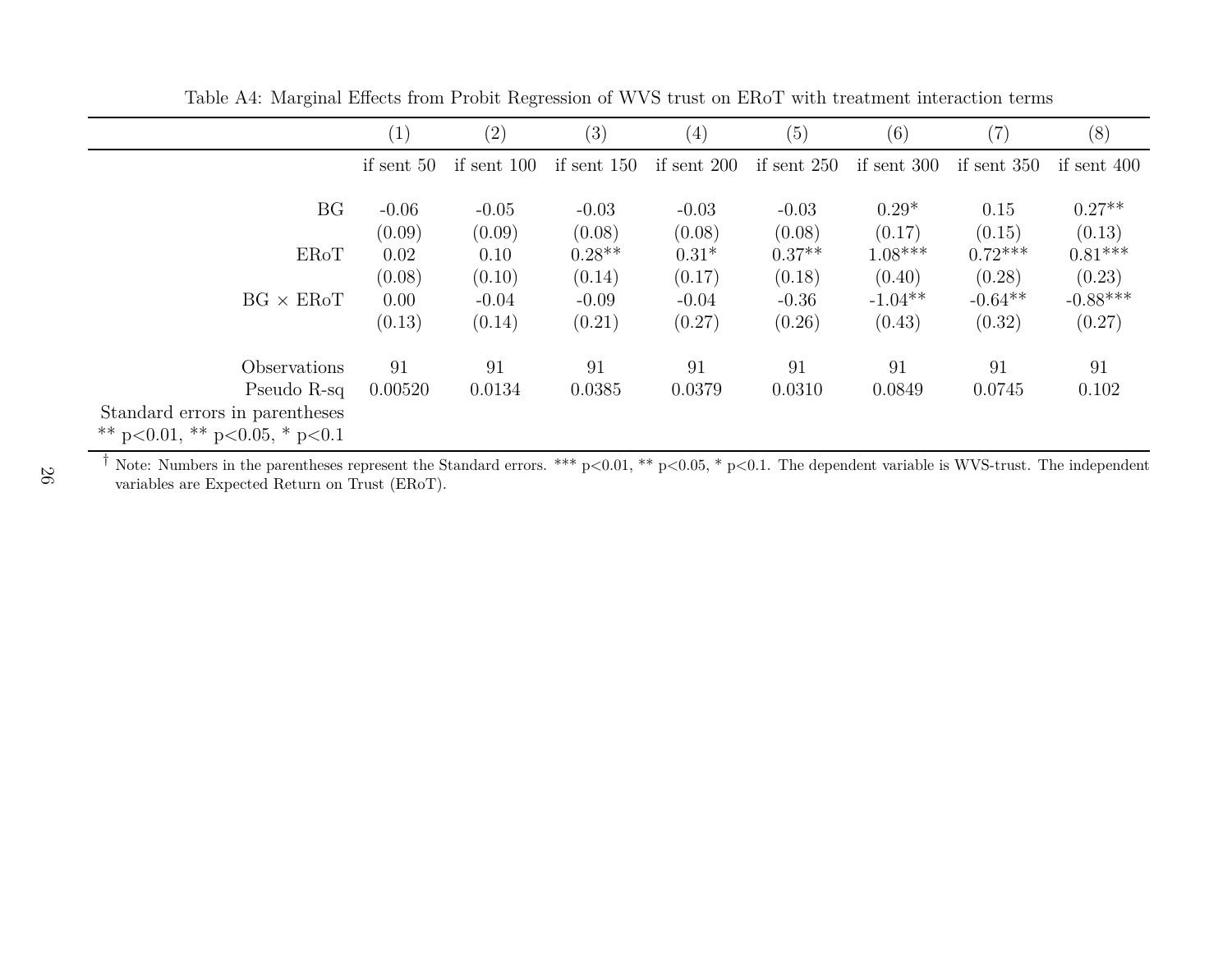Table A4: Marginal Effects from Probit Regression of WVS trust on ERoT with treatment interaction terms

| | (1) | (2) | (3) | (4) | (5) | (6) | (7) | (8) |
|---|---|---|---|---|---|---|---|---|
| | if sent 50 | if sent 100 | if sent 150 | if sent 200 | if sent 250 | if sent 300 | if sent 350 | if sent 400 |
| BG | -0.06 | -0.05 | -0.03 | -0.03 | -0.03 | 0.29* | 0.15 | 0.27** |
| | (0.09) | (0.09) | (0.08) | (0.08) | (0.08) | (0.17) | (0.15) | (0.13) |
| ERoT | 0.02 | 0.10 | 0.28** | 0.31* | 0.37** | 1.08*** | 0.72*** | 0.81*** |
| | (0.08) | (0.10) | (0.14) | (0.17) | (0.18) | (0.40) | (0.28) | (0.23) |
| BG × ERoT | 0.00 | -0.04 | -0.09 | -0.04 | -0.36 | -1.04** | -0.64** | -0.88*** |
| | (0.13) | (0.14) | (0.21) | (0.27) | (0.26) | (0.43) | (0.32) | (0.27) |
| Observations | 91 | 91 | 91 | 91 | 91 | 91 | 91 | 91 |
| Pseudo R-sq | 0.00520 | 0.0134 | 0.0385 | 0.0379 | 0.0310 | 0.0849 | 0.0745 | 0.102 |

Standard errors in parentheses
** p<0.01, ** p<0.05, * p<0.1

† Note: Numbers in the parentheses represent the Standard errors. *** p<0.01, ** p<0.05, * p<0.1. The dependent variable is WVS-trust. The independent variables are Expected Return on Trust (ERoT).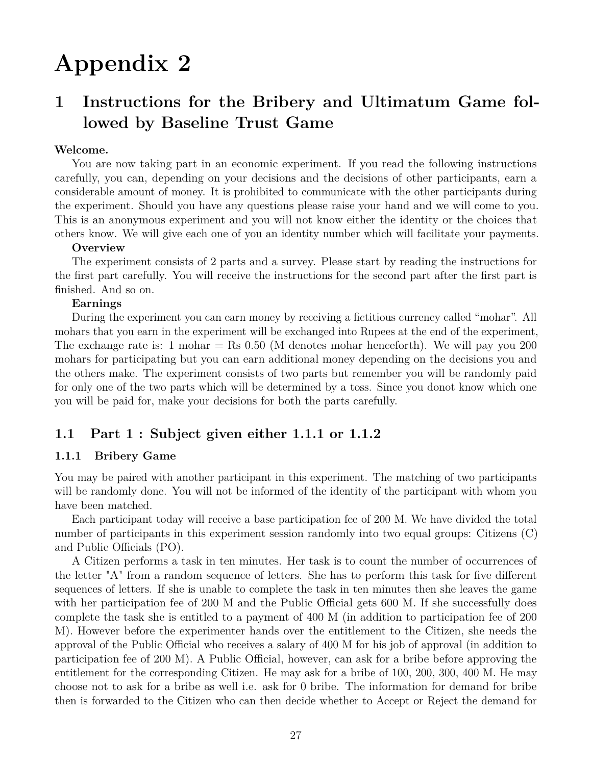# Appendix 2

## 1 Instructions for the Bribery and Ultimatum Game followed by Baseline Trust Game

**Welcome.**

You are now taking part in an economic experiment. If you read the following instructions carefully, you can, depending on your decisions and the decisions of other participants, earn a considerable amount of money. It is prohibited to communicate with the other participants during the experiment. Should you have any questions please raise your hand and we will come to you. This is an anonymous experiment and you will not know either the identity or the choices that others know. We will give each one of you an identity number which will facilitate your payments.

**Overview**

The experiment consists of 2 parts and a survey. Please start by reading the instructions for the first part carefully. You will receive the instructions for the second part after the first part is finished. And so on.

**Earnings**

During the experiment you can earn money by receiving a fictitious currency called "mohar". All mohars that you earn in the experiment will be exchanged into Rupees at the end of the experiment, The exchange rate is: 1 mohar = Rs 0.50 (M denotes mohar henceforth). We will pay you 200 mohars for participating but you can earn additional money depending on the decisions you and the others make. The experiment consists of two parts but remember you will be randomly paid for only one of the two parts which will be determined by a toss. Since you donot know which one you will be paid for, make your decisions for both the parts carefully.

### 1.1 Part 1 : Subject given either 1.1.1 or 1.1.2

#### 1.1.1 Bribery Game

You may be paired with another participant in this experiment. The matching of two participants will be randomly done. You will not be informed of the identity of the participant with whom you have been matched.

Each participant today will receive a base participation fee of 200 M. We have divided the total number of participants in this experiment session randomly into two equal groups: Citizens (C) and Public Officials (PO).

A Citizen performs a task in ten minutes. Her task is to count the number of occurrences of the letter "A" from a random sequence of letters. She has to perform this task for five different sequences of letters. If she is unable to complete the task in ten minutes then she leaves the game with her participation fee of 200 M and the Public Official gets 600 M. If she successfully does complete the task she is entitled to a payment of 400 M (in addition to participation fee of 200 M). However before the experimenter hands over the entitlement to the Citizen, she needs the approval of the Public Official who receives a salary of 400 M for his job of approval (in addition to participation fee of 200 M). A Public Official, however, can ask for a bribe before approving the entitlement for the corresponding Citizen. He may ask for a bribe of 100, 200, 300, 400 M. He may choose not to ask for a bribe as well i.e. ask for 0 bribe. The information for demand for bribe then is forwarded to the Citizen who can then decide whether to Accept or Reject the demand for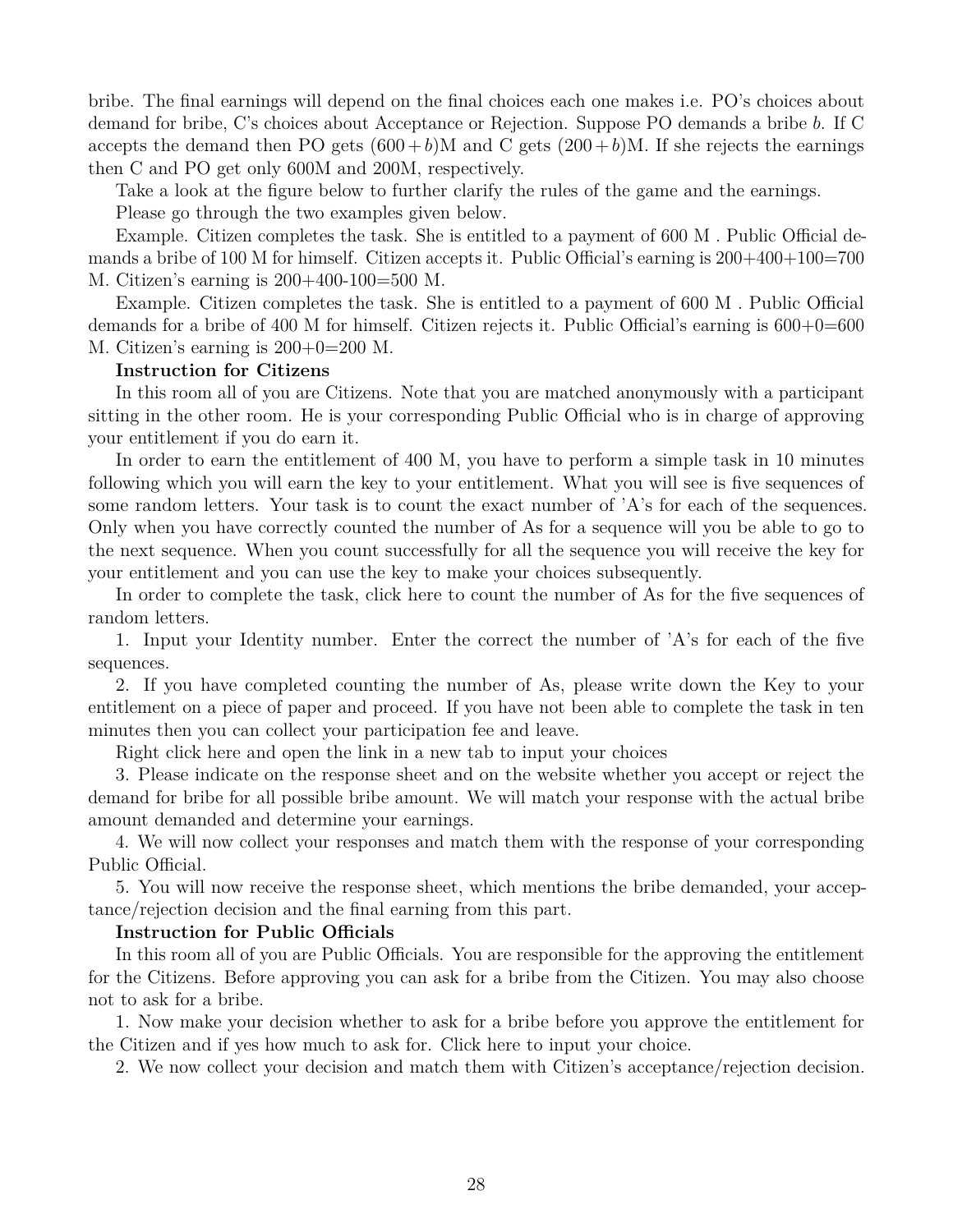bribe. The final earnings will depend on the final choices each one makes i.e. PO's choices about demand for bribe, C's choices about Acceptance or Rejection. Suppose PO demands a bribe $b$. If C accepts the demand then PO gets $(600+b)$M and C gets $(200+b)$M. If she rejects the earnings then C and PO get only 600M and 200M, respectively.

Take a look at the figure below to further clarify the rules of the game and the earnings.

Please go through the two examples given below.

Example. Citizen completes the task. She is entitled to a payment of 600 M . Public Official demands a bribe of 100 M for himself. Citizen accepts it. Public Official's earning is 200+400+100=700 M. Citizen's earning is 200+400-100=500 M.

Example. Citizen completes the task. She is entitled to a payment of 600 M . Public Official demands for a bribe of 400 M for himself. Citizen rejects it. Public Official's earning is 600+0=600 M. Citizen's earning is 200+0=200 M.

**Instruction for Citizens**

In this room all of you are Citizens. Note that you are matched anonymously with a participant sitting in the other room. He is your corresponding Public Official who is in charge of approving your entitlement if you do earn it.

In order to earn the entitlement of 400 M, you have to perform a simple task in 10 minutes following which you will earn the key to your entitlement. What you will see is five sequences of some random letters. Your task is to count the exact number of 'A's for each of the sequences. Only when you have correctly counted the number of As for a sequence will you be able to go to the next sequence. When you count successfully for all the sequence you will receive the key for your entitlement and you can use the key to make your choices subsequently.

In order to complete the task, click here to count the number of As for the five sequences of random letters.

1. Input your Identity number. Enter the correct the number of 'A's for each of the five sequences.

2. If you have completed counting the number of As, please write down the Key to your entitlement on a piece of paper and proceed. If you have not been able to complete the task in ten minutes then you can collect your participation fee and leave.

Right click here and open the link in a new tab to input your choices

3. Please indicate on the response sheet and on the website whether you accept or reject the demand for bribe for all possible bribe amount. We will match your response with the actual bribe amount demanded and determine your earnings.

4. We will now collect your responses and match them with the response of your corresponding Public Official.

5. You will now receive the response sheet, which mentions the bribe demanded, your acceptance/rejection decision and the final earning from this part.

**Instruction for Public Officials**

In this room all of you are Public Officials. You are responsible for the approving the entitlement for the Citizens. Before approving you can ask for a bribe from the Citizen. You may also choose not to ask for a bribe.

1. Now make your decision whether to ask for a bribe before you approve the entitlement for the Citizen and if yes how much to ask for. Click here to input your choice.

2. We now collect your decision and match them with Citizen's acceptance/rejection decision.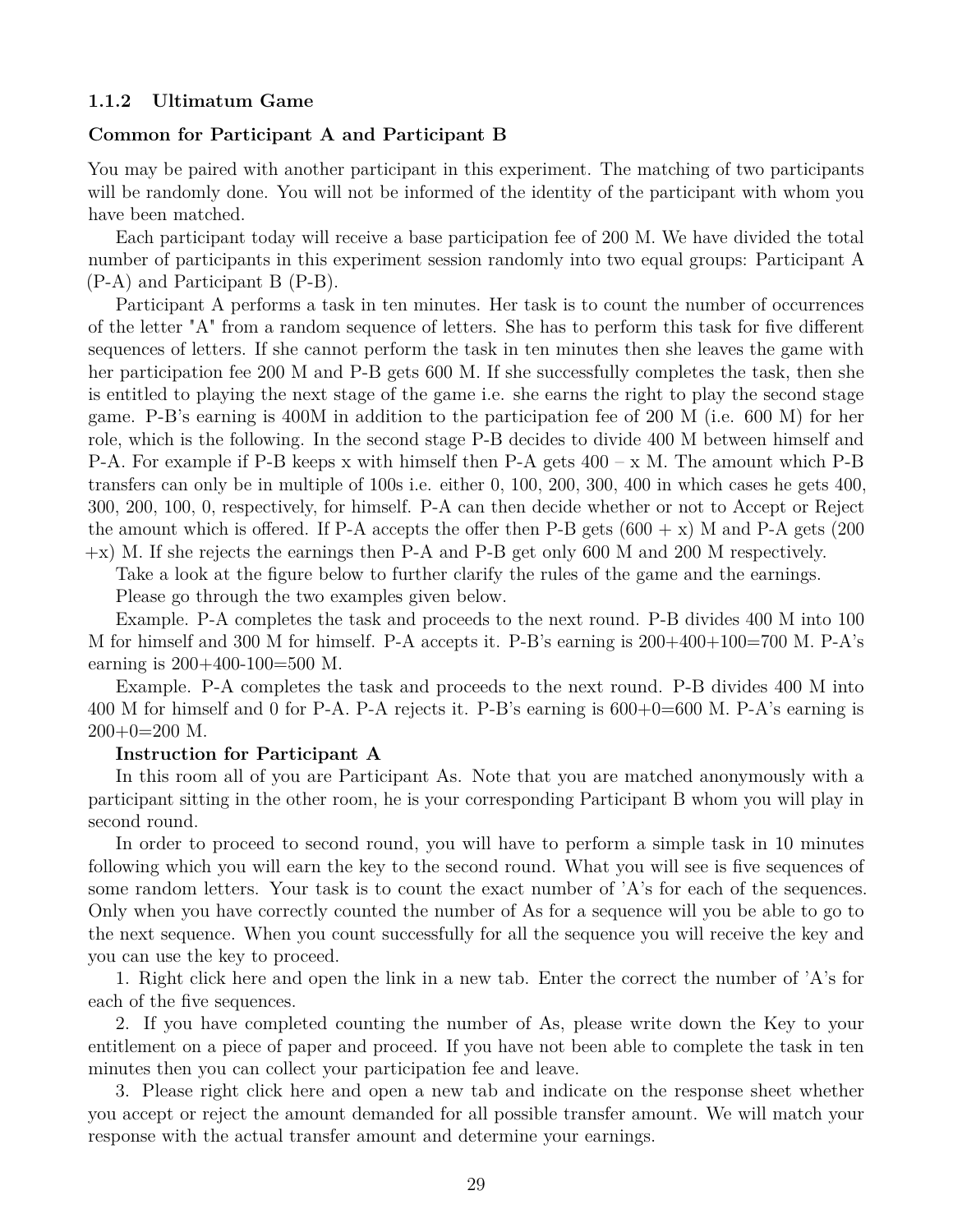### 1.1.2 Ultimatum Game

**Common for Participant A and Participant B**

You may be paired with another participant in this experiment. The matching of two participants will be randomly done. You will not be informed of the identity of the participant with whom you have been matched.

Each participant today will receive a base participation fee of 200 M. We have divided the total number of participants in this experiment session randomly into two equal groups: Participant A (P-A) and Participant B (P-B).

Participant A performs a task in ten minutes. Her task is to count the number of occurrences of the letter "A" from a random sequence of letters. She has to perform this task for five different sequences of letters. If she cannot perform the task in ten minutes then she leaves the game with her participation fee 200 M and P-B gets 600 M. If she successfully completes the task, then she is entitled to playing the next stage of the game i.e. she earns the right to play the second stage game. P-B's earning is 400M in addition to the participation fee of 200 M (i.e. 600 M) for her role, which is the following. In the second stage P-B decides to divide 400 M between himself and P-A. For example if P-B keeps x with himself then P-A gets 400 – x M. The amount which P-B transfers can only be in multiple of 100s i.e. either 0, 100, 200, 300, 400 in which cases he gets 400, 300, 200, 100, 0, respectively, for himself. P-A can then decide whether or not to Accept or Reject the amount which is offered. If P-A accepts the offer then P-B gets (600 + x) M and P-A gets (200 +x) M. If she rejects the earnings then P-A and P-B get only 600 M and 200 M respectively.

Take a look at the figure below to further clarify the rules of the game and the earnings.

Please go through the two examples given below.

Example. P-A completes the task and proceeds to the next round. P-B divides 400 M into 100 M for himself and 300 M for himself. P-A accepts it. P-B's earning is 200+400+100=700 M. P-A's earning is 200+400-100=500 M.

Example. P-A completes the task and proceeds to the next round. P-B divides 400 M into 400 M for himself and 0 for P-A. P-A rejects it. P-B's earning is 600+0=600 M. P-A's earning is 200+0=200 M.

**Instruction for Participant A**

In this room all of you are Participant As. Note that you are matched anonymously with a participant sitting in the other room, he is your corresponding Participant B whom you will play in second round.

In order to proceed to second round, you will have to perform a simple task in 10 minutes following which you will earn the key to the second round. What you will see is five sequences of some random letters. Your task is to count the exact number of 'A's for each of the sequences. Only when you have correctly counted the number of As for a sequence will you be able to go to the next sequence. When you count successfully for all the sequence you will receive the key and you can use the key to proceed.

1. Right click here and open the link in a new tab. Enter the correct the number of 'A's for each of the five sequences.

2. If you have completed counting the number of As, please write down the Key to your entitlement on a piece of paper and proceed. If you have not been able to complete the task in ten minutes then you can collect your participation fee and leave.

3. Please right click here and open a new tab and indicate on the response sheet whether you accept or reject the amount demanded for all possible transfer amount. We will match your response with the actual transfer amount and determine your earnings.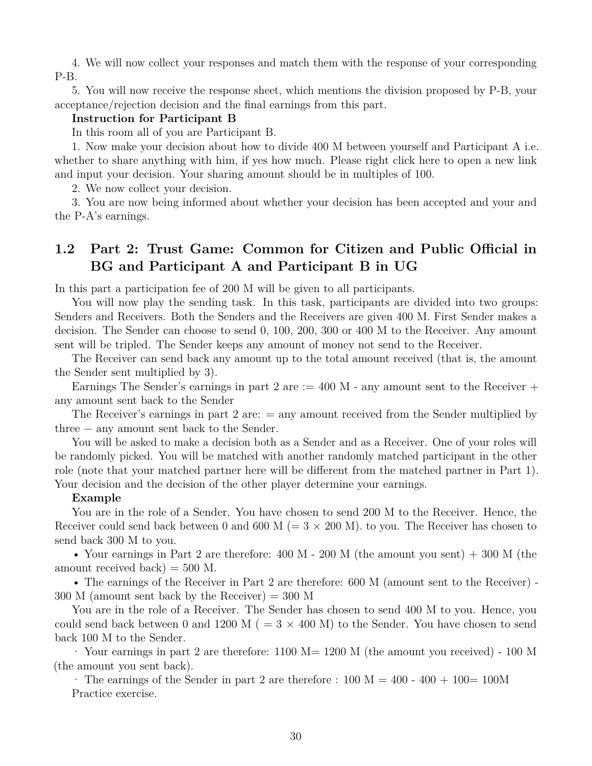4. We will now collect your responses and match them with the response of your corresponding P-B.

5. You will now receive the response sheet, which mentions the division proposed by P-B, your acceptance/rejection decision and the final earnings from this part.

**Instruction for Participant B**

In this room all of you are Participant B.

1. Now make your decision about how to divide 400 M between yourself and Participant A i.e. whether to share anything with him, if yes how much. Please right click here to open a new link and input your decision. Your sharing amount should be in multiples of 100.

2. We now collect your decision.

3. You are now being informed about whether your decision has been accepted and your and the P-A's earnings.

## 1.2 Part 2: Trust Game: Common for Citizen and Public Official in BG and Participant A and Participant B in UG

In this part a participation fee of 200 M will be given to all participants.

You will now play the sending task. In this task, participants are divided into two groups: Senders and Receivers. Both the Senders and the Receivers are given 400 M. First Sender makes a decision. The Sender can choose to send 0, 100, 200, 300 or 400 M to the Receiver. Any amount sent will be tripled. The Sender keeps any amount of money not send to the Receiver.

The Receiver can send back any amount up to the total amount received (that is, the amount the Sender sent multiplied by 3).

Earnings The Sender's earnings in part 2 are := 400 M - any amount sent to the Receiver + any amount sent back to the Sender

The Receiver's earnings in part 2 are: = any amount received from the Sender multiplied by three − any amount sent back to the Sender.

You will be asked to make a decision both as a Sender and as a Receiver. One of your roles will be randomly picked. You will be matched with another randomly matched participant in the other role (note that your matched partner here will be different from the matched partner in Part 1). Your decision and the decision of the other player determine your earnings.

**Example**

You are in the role of a Sender. You have chosen to send 200 M to the Receiver. Hence, the Receiver could send back between 0 and 600 M (= 3 × 200 M). to you. The Receiver has chosen to send back 300 M to you.

- Your earnings in Part 2 are therefore: 400 M - 200 M (the amount you sent) + 300 M (the amount received back) = 500 M.
- The earnings of the Receiver in Part 2 are therefore: 600 M (amount sent to the Receiver) - 300 M (amount sent back by the Receiver) = 300 M

You are in the role of a Receiver. The Sender has chosen to send 400 M to you. Hence, you could send back between 0 and 1200 M ( = 3 × 400 M) to the Sender. You have chosen to send back 100 M to the Sender.

· Your earnings in part 2 are therefore: 1100 M= 1200 M (the amount you received) - 100 M (the amount you sent back).

· The earnings of the Sender in part 2 are therefore : 100 M = 400 - 400 + 100= 100M

Practice exercise.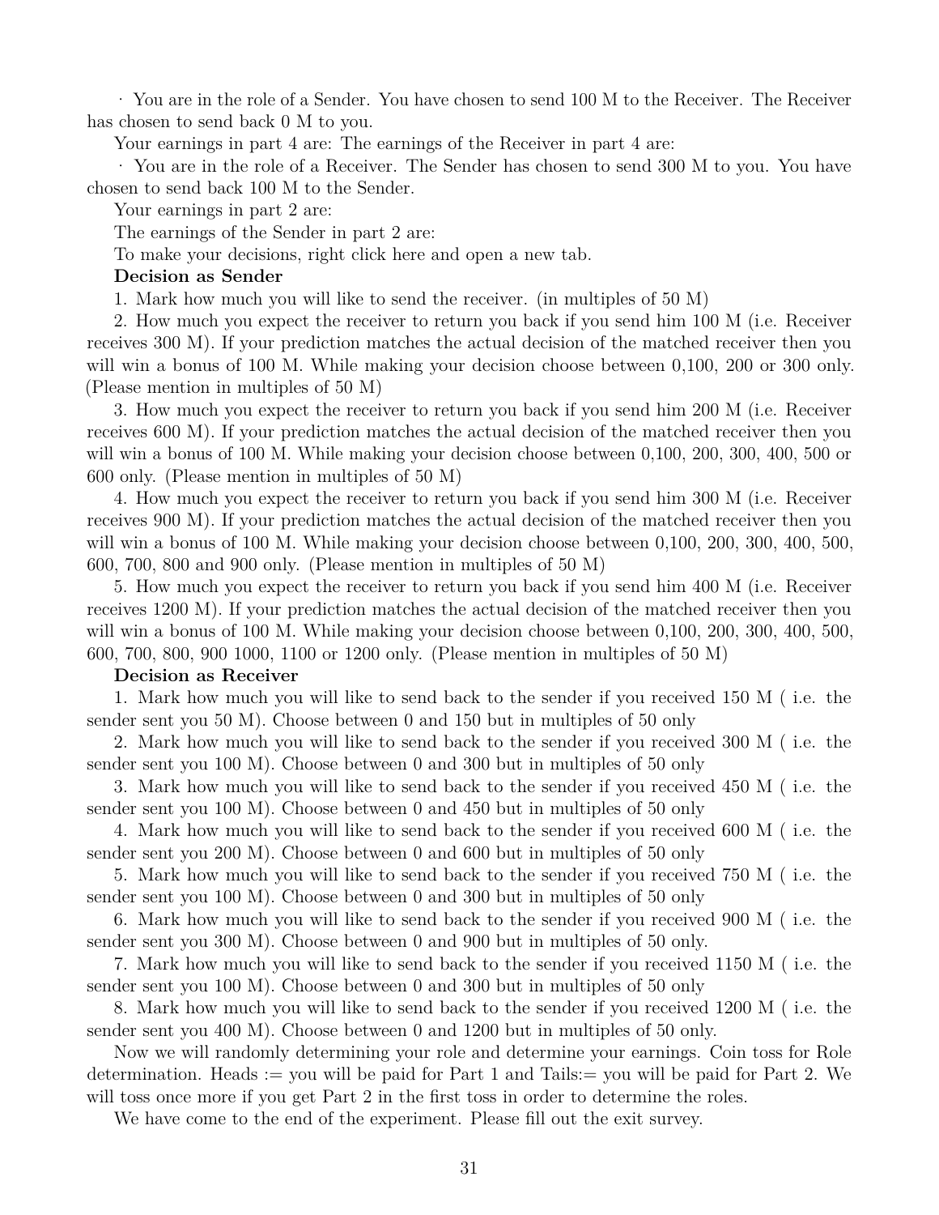· You are in the role of a Sender. You have chosen to send 100 M to the Receiver. The Receiver has chosen to send back 0 M to you.

Your earnings in part 4 are: The earnings of the Receiver in part 4 are:

· You are in the role of a Receiver. The Sender has chosen to send 300 M to you. You have chosen to send back 100 M to the Sender.

Your earnings in part 2 are:

The earnings of the Sender in part 2 are:

To make your decisions, right click here and open a new tab.

**Decision as Sender**

1. Mark how much you will like to send the receiver. (in multiples of 50 M)

2. How much you expect the receiver to return you back if you send him 100 M (i.e. Receiver receives 300 M). If your prediction matches the actual decision of the matched receiver then you will win a bonus of 100 M. While making your decision choose between 0,100, 200 or 300 only. (Please mention in multiples of 50 M)

3. How much you expect the receiver to return you back if you send him 200 M (i.e. Receiver receives 600 M). If your prediction matches the actual decision of the matched receiver then you will win a bonus of 100 M. While making your decision choose between 0,100, 200, 300, 400, 500 or 600 only. (Please mention in multiples of 50 M)

4. How much you expect the receiver to return you back if you send him 300 M (i.e. Receiver receives 900 M). If your prediction matches the actual decision of the matched receiver then you will win a bonus of 100 M. While making your decision choose between 0,100, 200, 300, 400, 500, 600, 700, 800 and 900 only. (Please mention in multiples of 50 M)

5. How much you expect the receiver to return you back if you send him 400 M (i.e. Receiver receives 1200 M). If your prediction matches the actual decision of the matched receiver then you will win a bonus of 100 M. While making your decision choose between 0,100, 200, 300, 400, 500, 600, 700, 800, 900 1000, 1100 or 1200 only. (Please mention in multiples of 50 M)

**Decision as Receiver**

1. Mark how much you will like to send back to the sender if you received 150 M ( i.e. the sender sent you 50 M). Choose between 0 and 150 but in multiples of 50 only

2. Mark how much you will like to send back to the sender if you received 300 M ( i.e. the sender sent you 100 M). Choose between 0 and 300 but in multiples of 50 only

3. Mark how much you will like to send back to the sender if you received 450 M ( i.e. the sender sent you 100 M). Choose between 0 and 450 but in multiples of 50 only

4. Mark how much you will like to send back to the sender if you received 600 M ( i.e. the sender sent you 200 M). Choose between 0 and 600 but in multiples of 50 only

5. Mark how much you will like to send back to the sender if you received 750 M ( i.e. the sender sent you 100 M). Choose between 0 and 300 but in multiples of 50 only

6. Mark how much you will like to send back to the sender if you received 900 M ( i.e. the sender sent you 300 M). Choose between 0 and 900 but in multiples of 50 only.

7. Mark how much you will like to send back to the sender if you received 1150 M ( i.e. the sender sent you 100 M). Choose between 0 and 300 but in multiples of 50 only

8. Mark how much you will like to send back to the sender if you received 1200 M ( i.e. the sender sent you 400 M). Choose between 0 and 1200 but in multiples of 50 only.

Now we will randomly determining your role and determine your earnings. Coin toss for Role determination. Heads := you will be paid for Part 1 and Tails:= you will be paid for Part 2. We will toss once more if you get Part 2 in the first toss in order to determine the roles.

We have come to the end of the experiment. Please fill out the exit survey.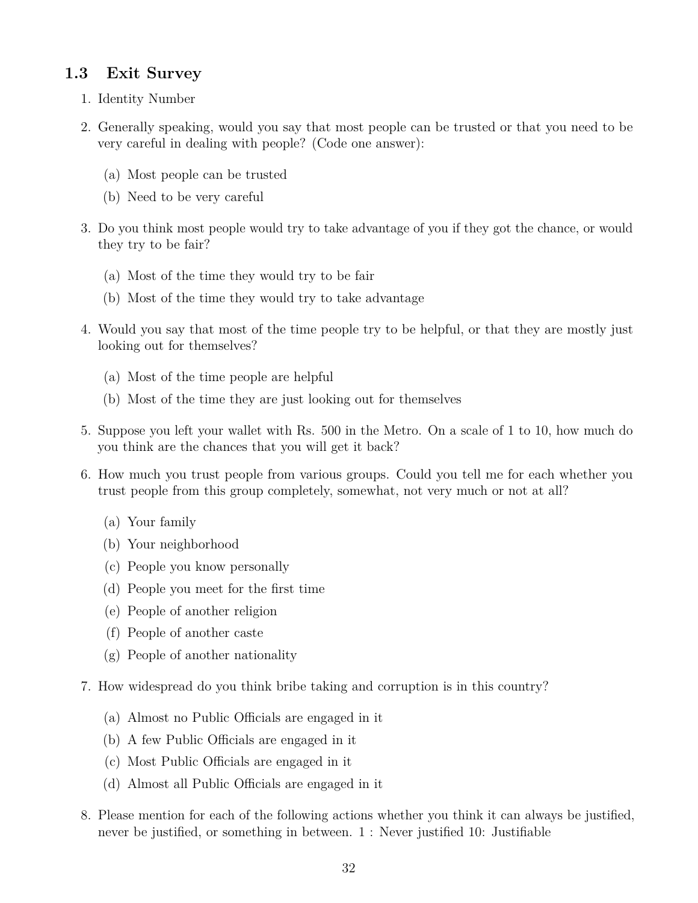### 1.3 Exit Survey

1. Identity Number

2. Generally speaking, would you say that most people can be trusted or that you need to be very careful in dealing with people? (Code one answer):

   (a) Most people can be trusted

   (b) Need to be very careful

3. Do you think most people would try to take advantage of you if they got the chance, or would they try to be fair?

   (a) Most of the time they would try to be fair

   (b) Most of the time they would try to take advantage

4. Would you say that most of the time people try to be helpful, or that they are mostly just looking out for themselves?

   (a) Most of the time people are helpful

   (b) Most of the time they are just looking out for themselves

5. Suppose you left your wallet with Rs. 500 in the Metro. On a scale of 1 to 10, how much do you think are the chances that you will get it back?

6. How much you trust people from various groups. Could you tell me for each whether you trust people from this group completely, somewhat, not very much or not at all?

   (a) Your family

   (b) Your neighborhood

   (c) People you know personally

   (d) People you meet for the first time

   (e) People of another religion

   (f) People of another caste

   (g) People of another nationality

7. How widespread do you think bribe taking and corruption is in this country?

   (a) Almost no Public Officials are engaged in it

   (b) A few Public Officials are engaged in it

   (c) Most Public Officials are engaged in it

   (d) Almost all Public Officials are engaged in it

8. Please mention for each of the following actions whether you think it can always be justified, never be justified, or something in between. 1 : Never justified 10: Justifiable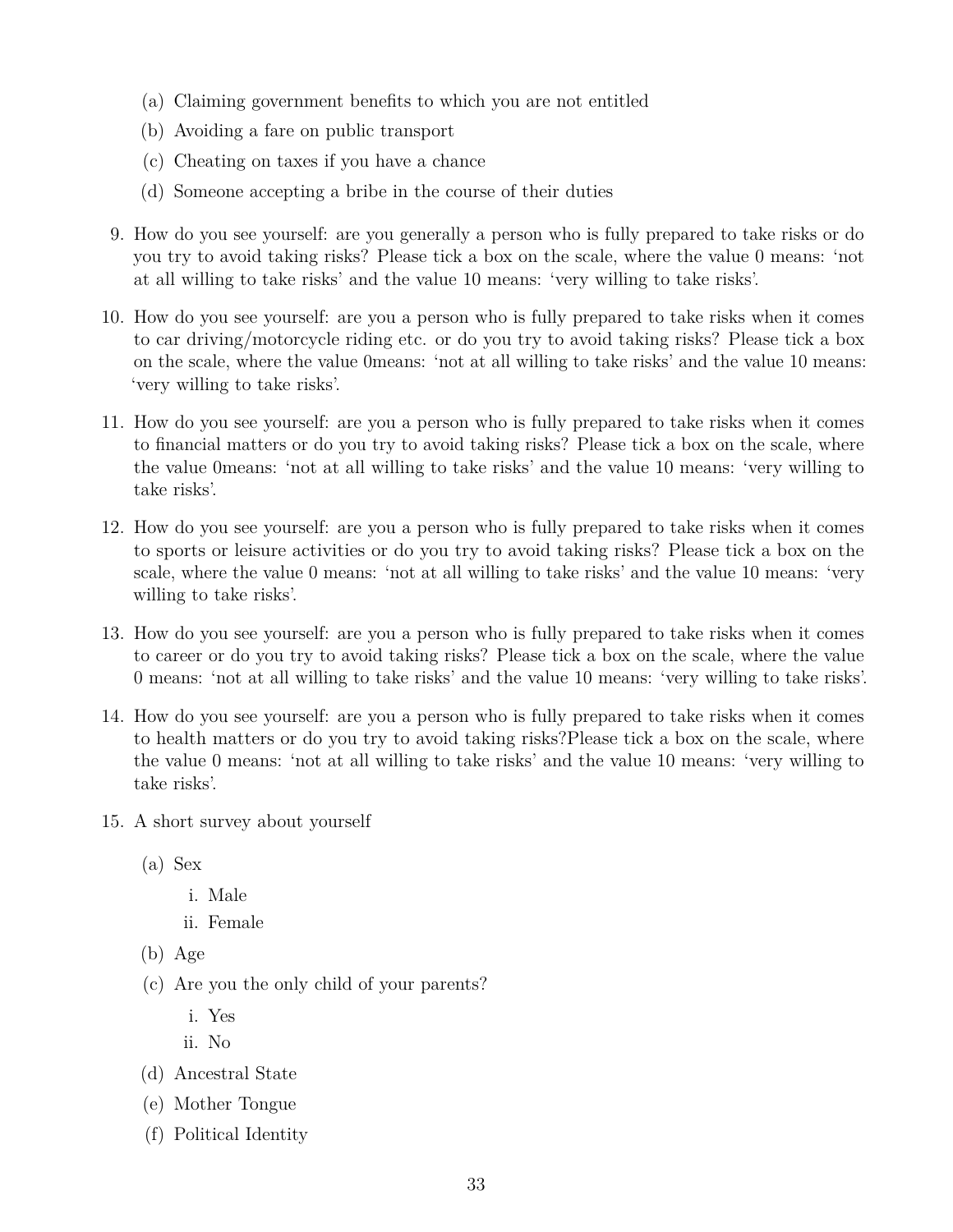(a) Claiming government benefits to which you are not entitled

(b) Avoiding a fare on public transport

(c) Cheating on taxes if you have a chance

(d) Someone accepting a bribe in the course of their duties

9. How do you see yourself: are you generally a person who is fully prepared to take risks or do you try to avoid taking risks? Please tick a box on the scale, where the value 0 means: 'not at all willing to take risks' and the value 10 means: 'very willing to take risks'.

10. How do you see yourself: are you a person who is fully prepared to take risks when it comes to car driving/motorcycle riding etc. or do you try to avoid taking risks? Please tick a box on the scale, where the value 0means: 'not at all willing to take risks' and the value 10 means: 'very willing to take risks'.

11. How do you see yourself: are you a person who is fully prepared to take risks when it comes to financial matters or do you try to avoid taking risks? Please tick a box on the scale, where the value 0means: 'not at all willing to take risks' and the value 10 means: 'very willing to take risks'.

12. How do you see yourself: are you a person who is fully prepared to take risks when it comes to sports or leisure activities or do you try to avoid taking risks? Please tick a box on the scale, where the value 0 means: 'not at all willing to take risks' and the value 10 means: 'very willing to take risks'.

13. How do you see yourself: are you a person who is fully prepared to take risks when it comes to career or do you try to avoid taking risks? Please tick a box on the scale, where the value 0 means: 'not at all willing to take risks' and the value 10 means: 'very willing to take risks'.

14. How do you see yourself: are you a person who is fully prepared to take risks when it comes to health matters or do you try to avoid taking risks?Please tick a box on the scale, where the value 0 means: 'not at all willing to take risks' and the value 10 means: 'very willing to take risks'.

15. A short survey about yourself

    (a) Sex

    i. Male

    ii. Female

    (b) Age

    (c) Are you the only child of your parents?

    i. Yes

    ii. No

    (d) Ancestral State

    (e) Mother Tongue

    (f) Political Identity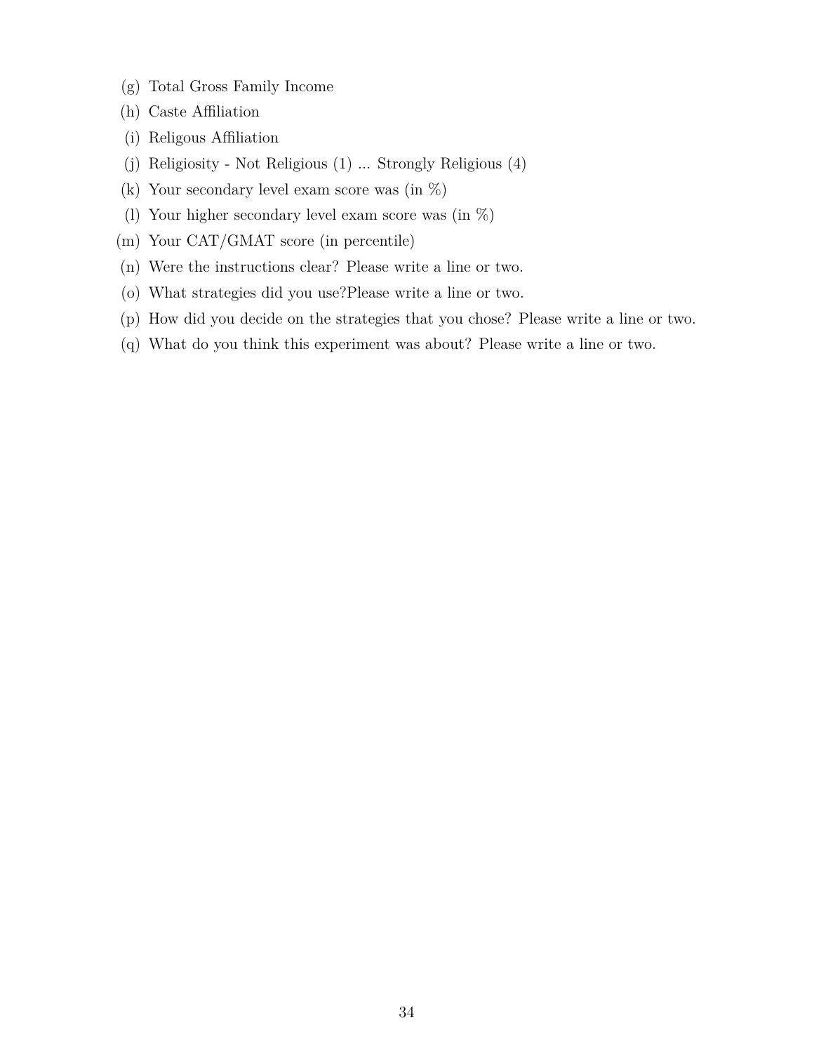(g) Total Gross Family Income

(h) Caste Affiliation

(i) Religous Affiliation

(j) Religiosity - Not Religious (1) ... Strongly Religious (4)

(k) Your secondary level exam score was (in %)

(l) Your higher secondary level exam score was (in %)

(m) Your CAT/GMAT score (in percentile)

(n) Were the instructions clear? Please write a line or two.

(o) What strategies did you use?Please write a line or two.

(p) How did you decide on the strategies that you chose? Please write a line or two.

(q) What do you think this experiment was about? Please write a line or two.